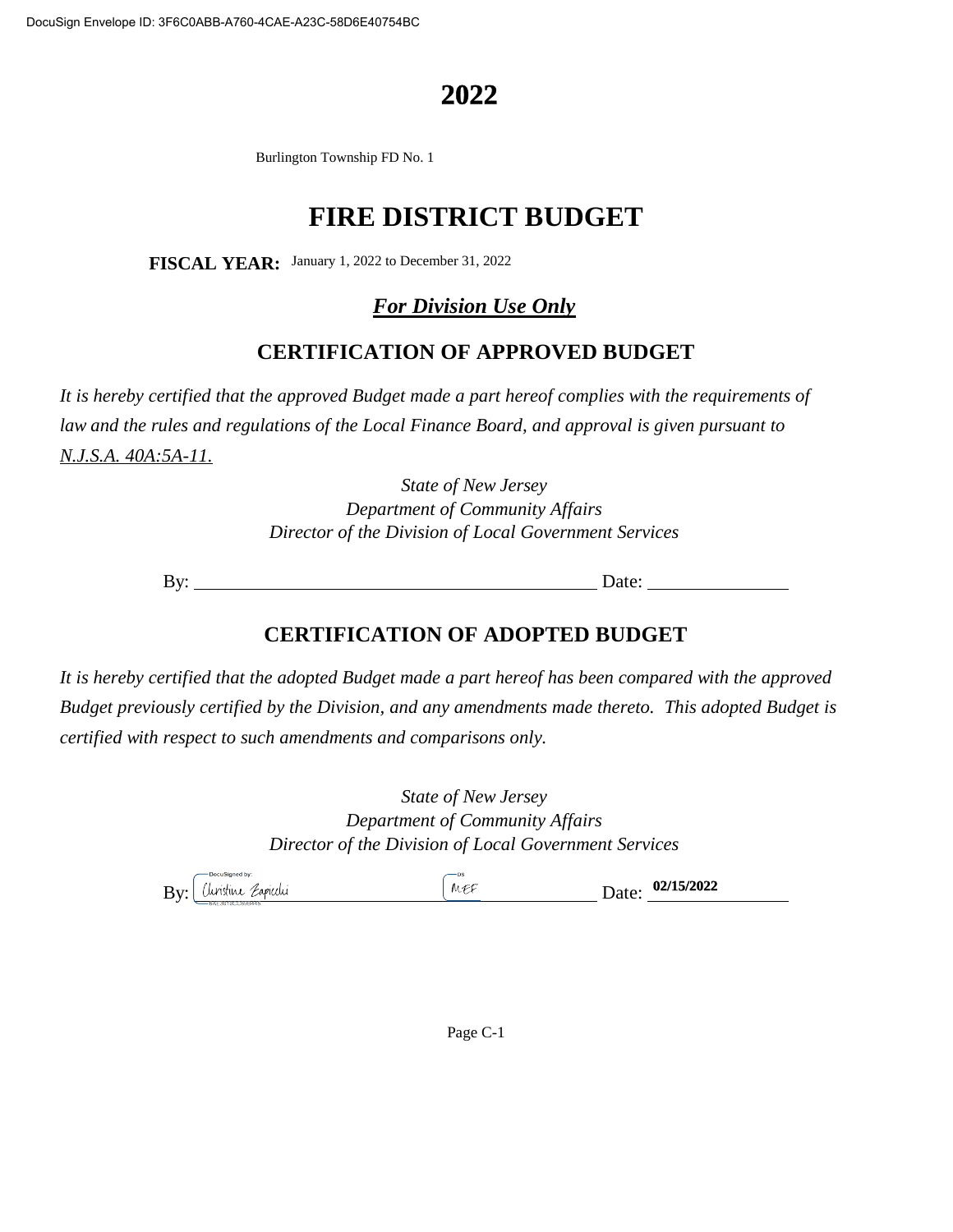DocuSign Envelope ID: 3F6C0ABB-A760-4CAE-A23C-58D6E40754BC

# 2022

Burlington Township FD No. 1

# FIRE DISTRICT BUDGET

**FISCAL YEAR:** January 1, 2022 to December 31, 2022

***For Division Use Only***

## CERTIFICATION OF APPROVED BUDGET

*It is hereby certified that the approved Budget made a part hereof complies with the requirements of law and the rules and regulations of the Local Finance Board, and approval is given pursuant to N.J.S.A. 40A:5A-11.*

*State of New Jersey*
*Department of Community Affairs*
*Director of the Division of Local Government Services*

By: \_\_\_\_\_\_\_\_\_\_\_\_\_\_\_\_\_\_\_\_ Date: \_\_\_\_\_\_\_\_\_\_

## CERTIFICATION OF ADOPTED BUDGET

*It is hereby certified that the adopted Budget made a part hereof has been compared with the approved Budget previously certified by the Division, and any amendments made thereto. This adopted Budget is certified with respect to such amendments and comparisons only.*

*State of New Jersey*
*Department of Community Affairs*
*Director of the Division of Local Government Services*

By: Christine Zapicchi (DocuSigned) MEF Date: 02/15/2022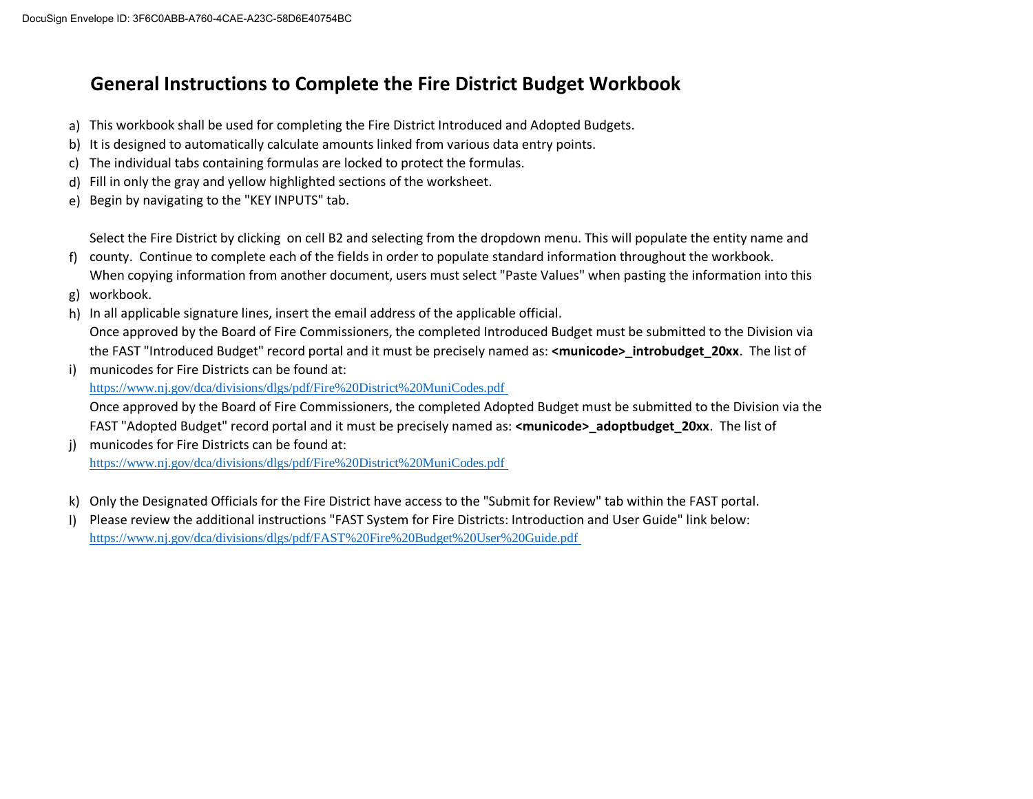# General Instructions to Complete the Fire District Budget Workbook

a) This workbook shall be used for completing the Fire District Introduced and Adopted Budgets.

b) It is designed to automatically calculate amounts linked from various data entry points.

c) The individual tabs containing formulas are locked to protect the formulas.

d) Fill in only the gray and yellow highlighted sections of the worksheet.

e) Begin by navigating to the "KEY INPUTS" tab.

f) Select the Fire District by clicking on cell B2 and selecting from the dropdown menu. This will populate the entity name and county. Continue to complete each of the fields in order to populate standard information throughout the workbook.

g) When copying information from another document, users must select "Paste Values" when pasting the information into this workbook.

h) In all applicable signature lines, insert the email address of the applicable official.

i) Once approved by the Board of Fire Commissioners, the completed Introduced Budget must be submitted to the Division via the FAST "Introduced Budget" record portal and it must be precisely named as: **<municode>_introbudget_20xx**. The list of municodes for Fire Districts can be found at:
https://www.nj.gov/dca/divisions/dlgs/pdf/Fire%20District%20MuniCodes.pdf

j) Once approved by the Board of Fire Commissioners, the completed Adopted Budget must be submitted to the Division via the FAST "Adopted Budget" record portal and it must be precisely named as: **<municode>_adoptbudget_20xx**. The list of municodes for Fire Districts can be found at:
https://www.nj.gov/dca/divisions/dlgs/pdf/Fire%20District%20MuniCodes.pdf

k) Only the Designated Officials for the Fire District have access to the "Submit for Review" tab within the FAST portal.

l) Please review the additional instructions "FAST System for Fire Districts: Introduction and User Guide" link below:
https://www.nj.gov/dca/divisions/dlgs/pdf/FAST%20Fire%20Budget%20User%20Guide.pdf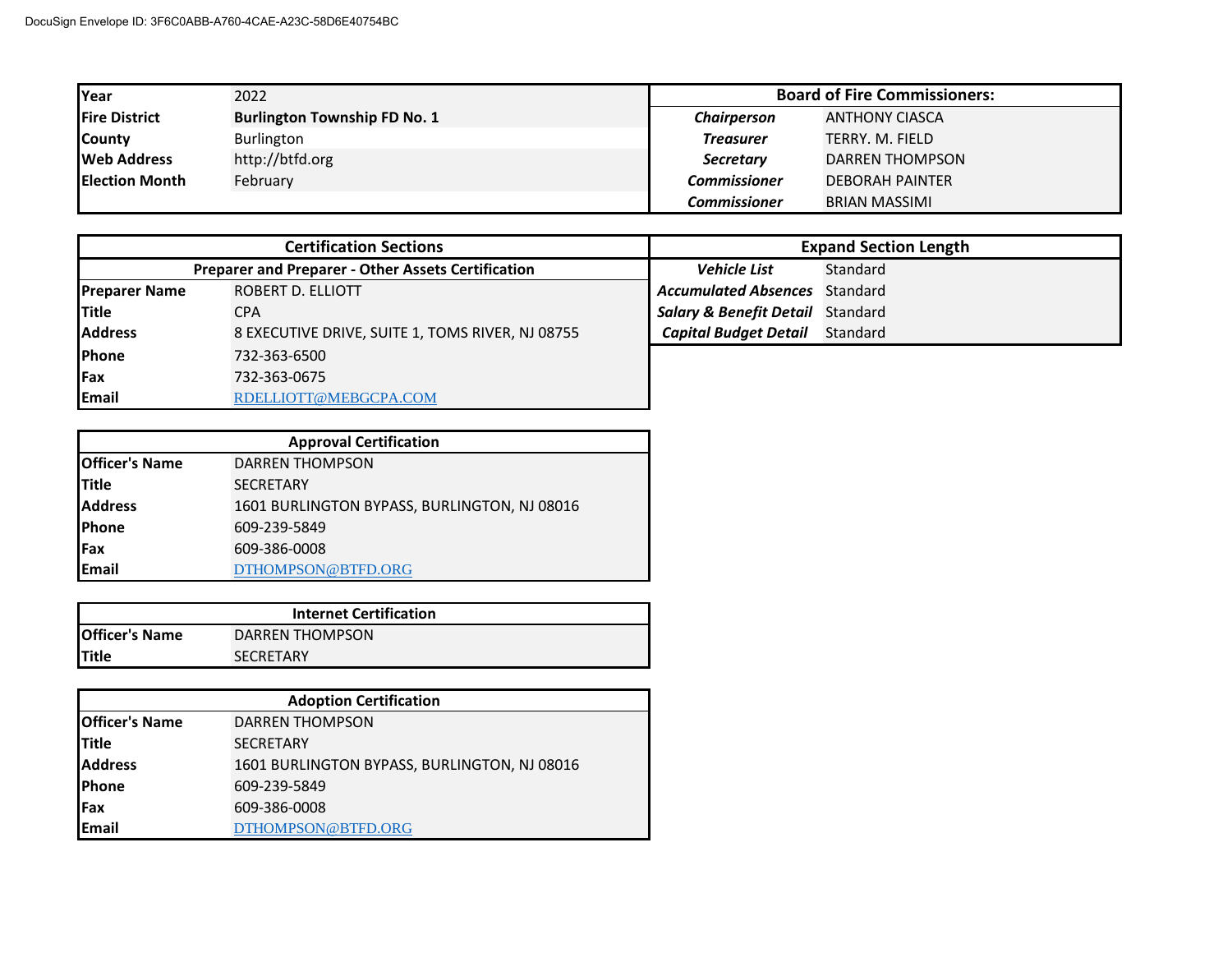DocuSign Envelope ID: 3F6C0ABB-A760-4CAE-A23C-58D6E40754BC

| Year | 2022 |
|---|---|
| Fire District | **Burlington Township FD No. 1** |
| County | Burlington |
| Web Address | http://btfd.org |
| Election Month | February |

| Board of Fire Commissioners: | |
|---|---|
| *Chairperson* | ANTHONY CIASCA |
| *Treasurer* | TERRY. M. FIELD |
| *Secretary* | DARREN THOMPSON |
| *Commissioner* | DEBORAH PAINTER |
| *Commissioner* | BRIAN MASSIMI |

| Certification Sections | |
|---|---|
| **Preparer and Preparer - Other Assets Certification** | |
| Preparer Name | ROBERT D. ELLIOTT |
| Title | CPA |
| Address | 8 EXECUTIVE DRIVE, SUITE 1, TOMS RIVER, NJ 08755 |
| Phone | 732-363-6500 |
| Fax | 732-363-0675 |
| Email | RDELLIOTT@MEBGCPA.COM |

| Expand Section Length | |
|---|---|
| *Vehicle List* | Standard |
| *Accumulated Absences* | Standard |
| *Salary & Benefit Detail* | Standard |
| *Capital Budget Detail* | Standard |

| Approval Certification | |
|---|---|
| Officer's Name | DARREN THOMPSON |
| Title | SECRETARY |
| Address | 1601 BURLINGTON BYPASS, BURLINGTON, NJ 08016 |
| Phone | 609-239-5849 |
| Fax | 609-386-0008 |
| Email | DTHOMPSON@BTFD.ORG |

| Internet Certification | |
|---|---|
| Officer's Name | DARREN THOMPSON |
| Title | SECRETARY |

| Adoption Certification | |
|---|---|
| Officer's Name | DARREN THOMPSON |
| Title | SECRETARY |
| Address | 1601 BURLINGTON BYPASS, BURLINGTON, NJ 08016 |
| Phone | 609-239-5849 |
| Fax | 609-386-0008 |
| Email | DTHOMPSON@BTFD.ORG |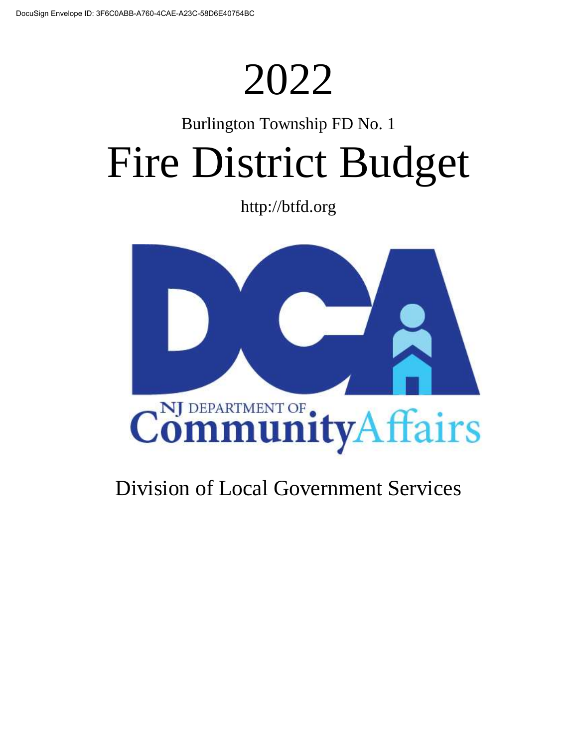# 2022

Burlington Township FD No. 1

# Fire District Budget

http://btfd.org

NJ DEPARTMENT OF Community Affairs

Division of Local Government Services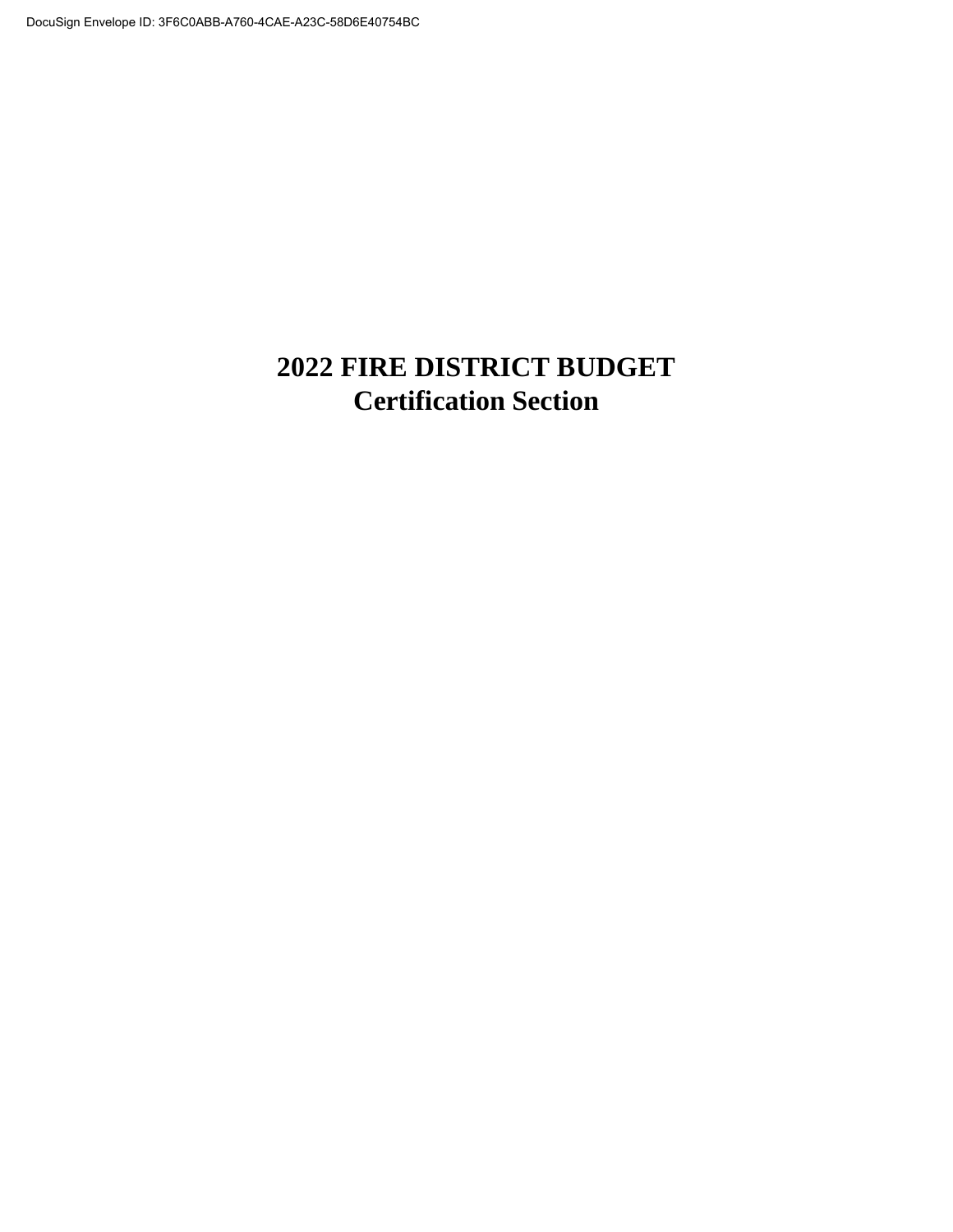# 2022 FIRE DISTRICT BUDGET
# Certification Section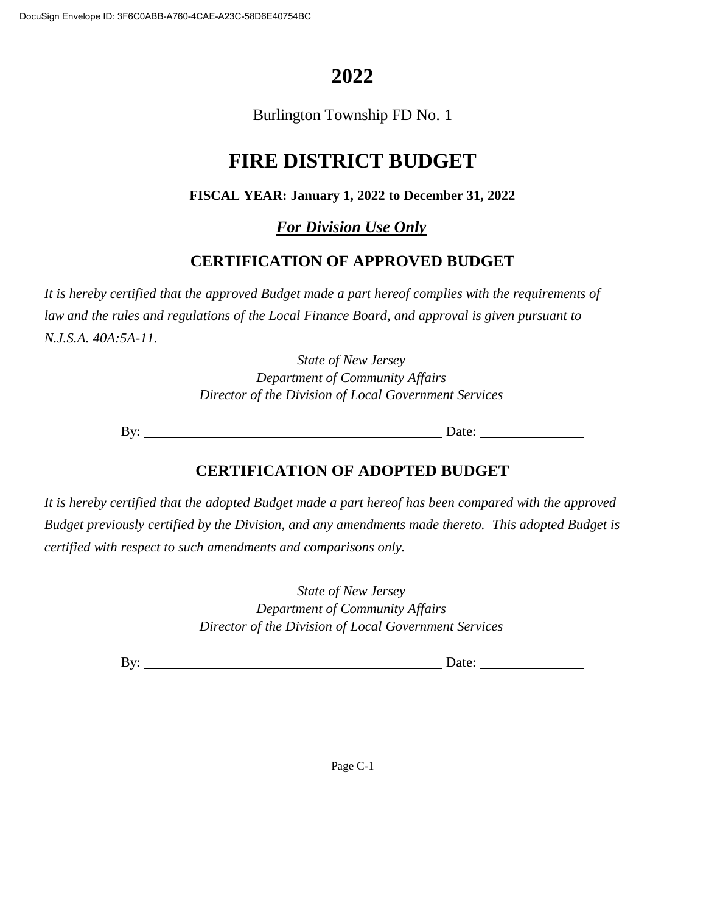# 2022

Burlington Township FD No. 1

# FIRE DISTRICT BUDGET

**FISCAL YEAR: January 1, 2022 to December 31, 2022**

***For Division Use Only***

## CERTIFICATION OF APPROVED BUDGET

*It is hereby certified that the approved Budget made a part hereof complies with the requirements of law and the rules and regulations of the Local Finance Board, and approval is given pursuant to N.J.S.A. 40A:5A-11.*

*State of New Jersey*
*Department of Community Affairs*
*Director of the Division of Local Government Services*

By: ____________________________________________ Date: _______________

## CERTIFICATION OF ADOPTED BUDGET

*It is hereby certified that the adopted Budget made a part hereof has been compared with the approved Budget previously certified by the Division, and any amendments made thereto. This adopted Budget is certified with respect to such amendments and comparisons only.*

*State of New Jersey*
*Department of Community Affairs*
*Director of the Division of Local Government Services*

By: ____________________________________________ Date: _______________

Page C-1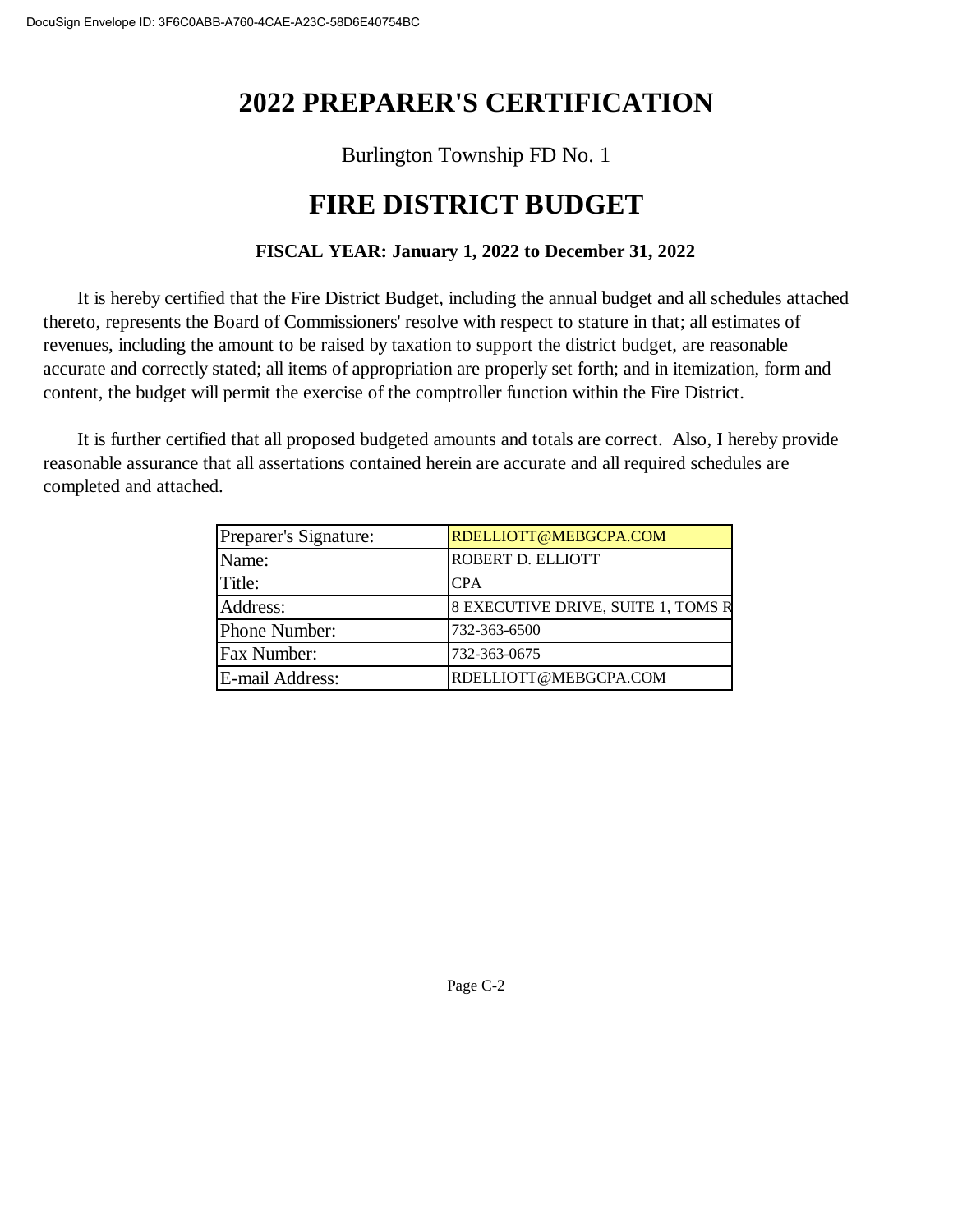# 2022 PREPARER'S CERTIFICATION

Burlington Township FD No. 1

# FIRE DISTRICT BUDGET

**FISCAL YEAR: January 1, 2022 to December 31, 2022**

It is hereby certified that the Fire District Budget, including the annual budget and all schedules attached thereto, represents the Board of Commissioners' resolve with respect to stature in that; all estimates of revenues, including the amount to be raised by taxation to support the district budget, are reasonable accurate and correctly stated; all items of appropriation are properly set forth; and in itemization, form and content, the budget will permit the exercise of the comptroller function within the Fire District.

It is further certified that all proposed budgeted amounts and totals are correct. Also, I hereby provide reasonable assurance that all assertions contained herein are accurate and all required schedules are completed and attached.

| | |
|---|---|
| Preparer's Signature: | RDELLIOTT@MEBGCPA.COM |
| Name: | ROBERT D. ELLIOTT |
| Title: | CPA |
| Address: | 8 EXECUTIVE DRIVE, SUITE 1, TOMS R |
| Phone Number: | 732-363-6500 |
| Fax Number: | 732-363-0675 |
| E-mail Address: | RDELLIOTT@MEBGCPA.COM |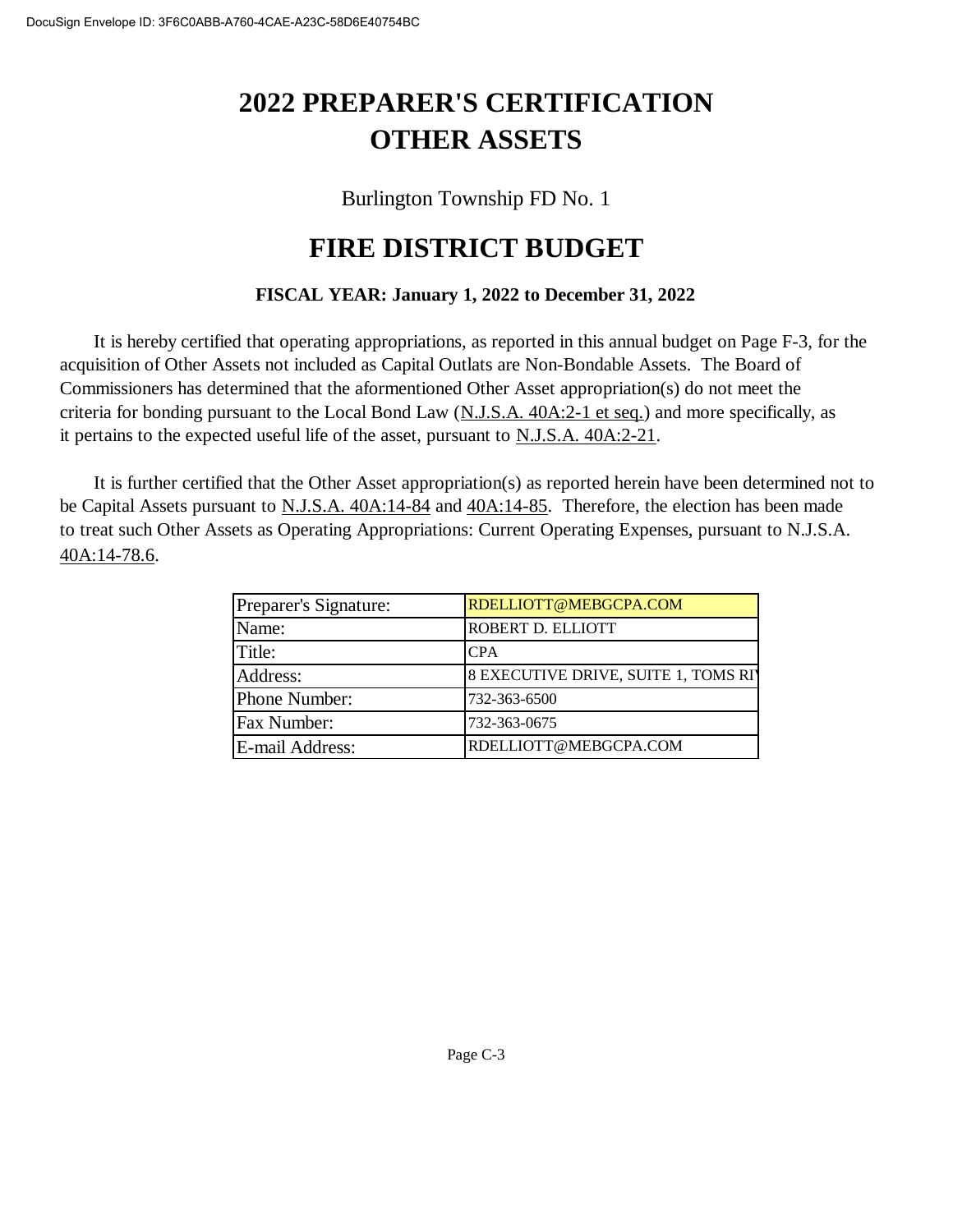# 2022 PREPARER'S CERTIFICATION
# OTHER ASSETS

Burlington Township FD No. 1

# FIRE DISTRICT BUDGET

**FISCAL YEAR: January 1, 2022 to December 31, 2022**

It is hereby certified that operating appropriations, as reported in this annual budget on Page F-3, for the acquisition of Other Assets not included as Capital Outlats are Non-Bondable Assets. The Board of Commissioners has determined that the aforementioned Other Asset appropriation(s) do not meet the criteria for bonding pursuant to the Local Bond Law (N.J.S.A. 40A:2-1 et seq.) and more specifically, as it pertains to the expected useful life of the asset, pursuant to N.J.S.A. 40A:2-21.

It is further certified that the Other Asset appropriation(s) as reported herein have been determined not to be Capital Assets pursuant to N.J.S.A. 40A:14-84 and 40A:14-85. Therefore, the election has been made to treat such Other Assets as Operating Appropriations: Current Operating Expenses, pursuant to N.J.S.A. 40A:14-78.6.

| | |
|---|---|
| Preparer's Signature: | RDELLIOTT@MEBGCPA.COM |
| Name: | ROBERT D. ELLIOTT |
| Title: | CPA |
| Address: | 8 EXECUTIVE DRIVE, SUITE 1, TOMS RI |
| Phone Number: | 732-363-6500 |
| Fax Number: | 732-363-0675 |
| E-mail Address: | RDELLIOTT@MEBGCPA.COM |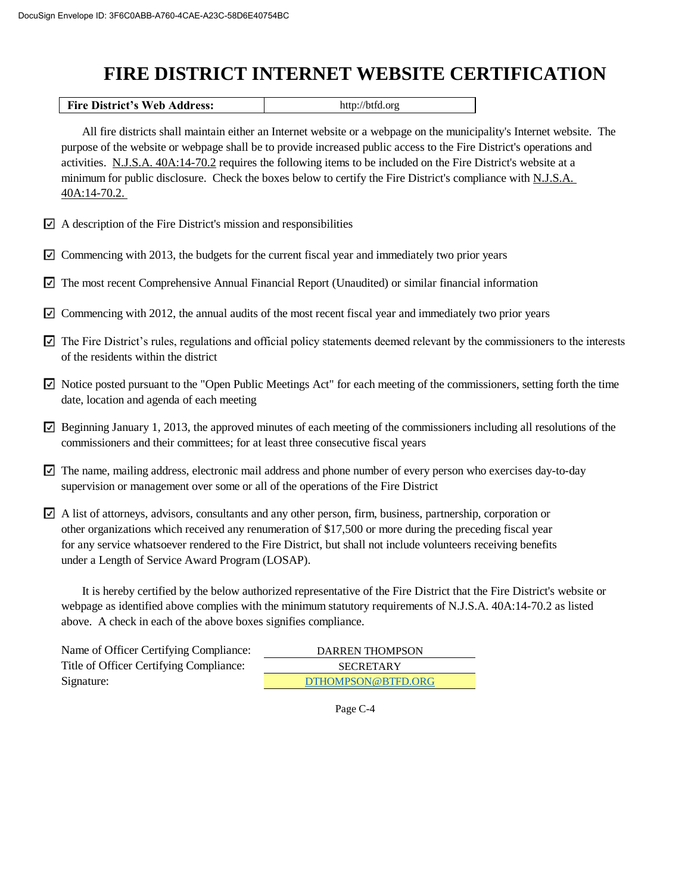# FIRE DISTRICT INTERNET WEBSITE CERTIFICATION

| Fire District's Web Address: | http://btfd.org |
|---|---|

All fire districts shall maintain either an Internet website or a webpage on the municipality's Internet website. The purpose of the website or webpage shall be to provide increased public access to the Fire District's operations and activities. N.J.S.A. 40A:14-70.2 requires the following items to be included on the Fire District's website at a minimum for public disclosure. Check the boxes below to certify the Fire District's compliance with N.J.S.A. 40A:14-70.2.

- ☑ A description of the Fire District's mission and responsibilities
- ☑ Commencing with 2013, the budgets for the current fiscal year and immediately two prior years
- ☑ The most recent Comprehensive Annual Financial Report (Unaudited) or similar financial information
- ☑ Commencing with 2012, the annual audits of the most recent fiscal year and immediately two prior years
- ☑ The Fire District's rules, regulations and official policy statements deemed relevant by the commissioners to the interests of the residents within the district
- ☑ Notice posted pursuant to the "Open Public Meetings Act" for each meeting of the commissioners, setting forth the time date, location and agenda of each meeting
- ☑ Beginning January 1, 2013, the approved minutes of each meeting of the commissioners including all resolutions of the commissioners and their committees; for at least three consecutive fiscal years
- ☑ The name, mailing address, electronic mail address and phone number of every person who exercises day-to-day supervision or management over some or all of the operations of the Fire District
- ☑ A list of attorneys, advisors, consultants and any other person, firm, business, partnership, corporation or other organizations which received any renumeration of $17,500 or more during the preceding fiscal year for any service whatsoever rendered to the Fire District, but shall not include volunteers receiving benefits under a Length of Service Award Program (LOSAP).

It is hereby certified by the below authorized representative of the Fire District that the Fire District's website or webpage as identified above complies with the minimum statutory requirements of N.J.S.A. 40A:14-70.2 as listed above. A check in each of the above boxes signifies compliance.

| | |
|---|---|
| Name of Officer Certifying Compliance: | DARREN THOMPSON |
| Title of Officer Certifying Compliance: | SECRETARY |
| Signature: | DTHOMPSON@BTFD.ORG |

Page C-4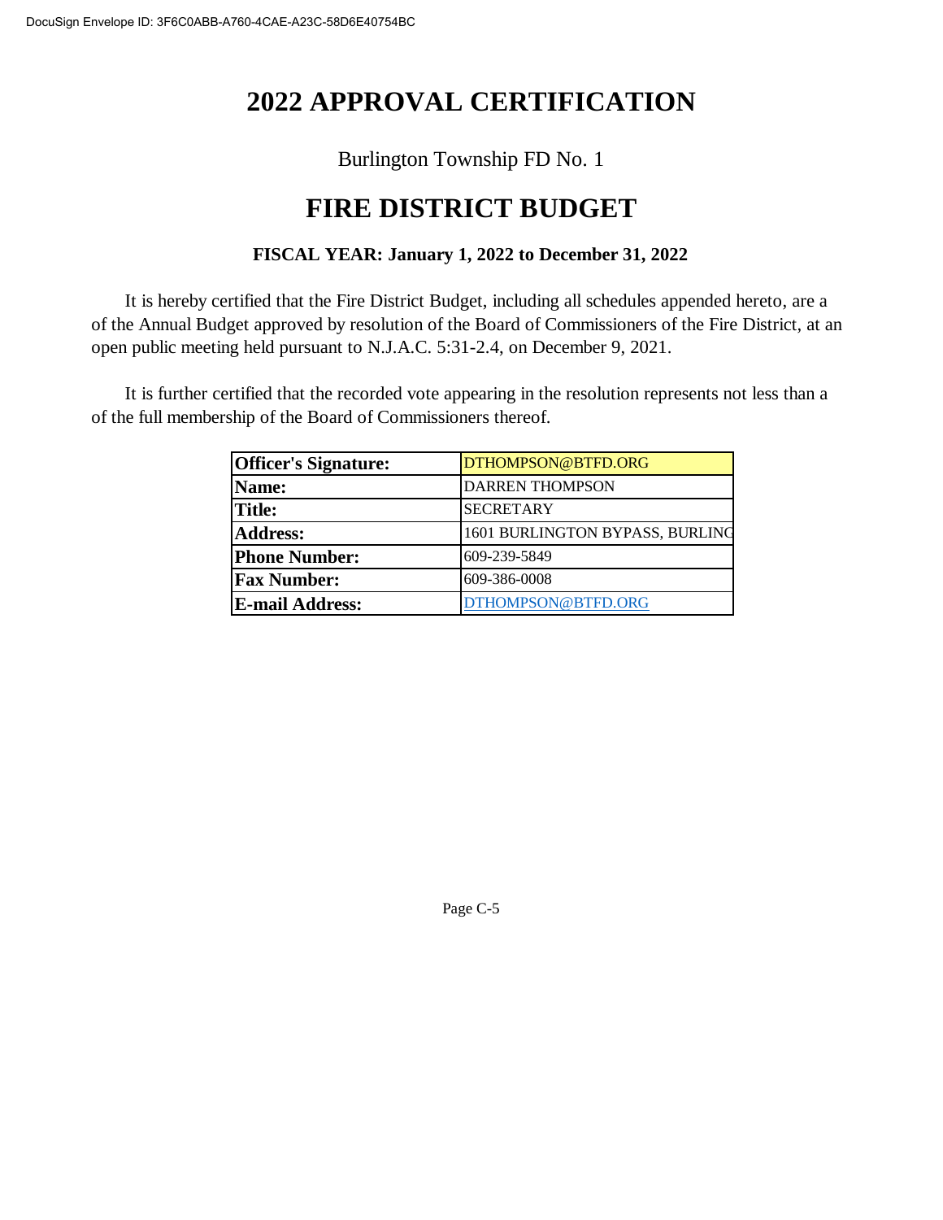DocuSign Envelope ID: 3F6C0ABB-A760-4CAE-A23C-58D6E40754BC

# 2022 APPROVAL CERTIFICATION

Burlington Township FD No. 1

# FIRE DISTRICT BUDGET

**FISCAL YEAR: January 1, 2022 to December 31, 2022**

It is hereby certified that the Fire District Budget, including all schedules appended hereto, are a of the Annual Budget approved by resolution of the Board of Commissioners of the Fire District, at an open public meeting held pursuant to N.J.A.C. 5:31-2.4, on December 9, 2021.

It is further certified that the recorded vote appearing in the resolution represents not less than a of the full membership of the Board of Commissioners thereof.

| | |
|---|---|
| **Officer's Signature:** | DTHOMPSON@BTFD.ORG |
| **Name:** | DARREN THOMPSON |
| **Title:** | SECRETARY |
| **Address:** | 1601 BURLINGTON BYPASS, BURLING |
| **Phone Number:** | 609-239-5849 |
| **Fax Number:** | 609-386-0008 |
| **E-mail Address:** | DTHOMPSON@BTFD.ORG |

Page C-5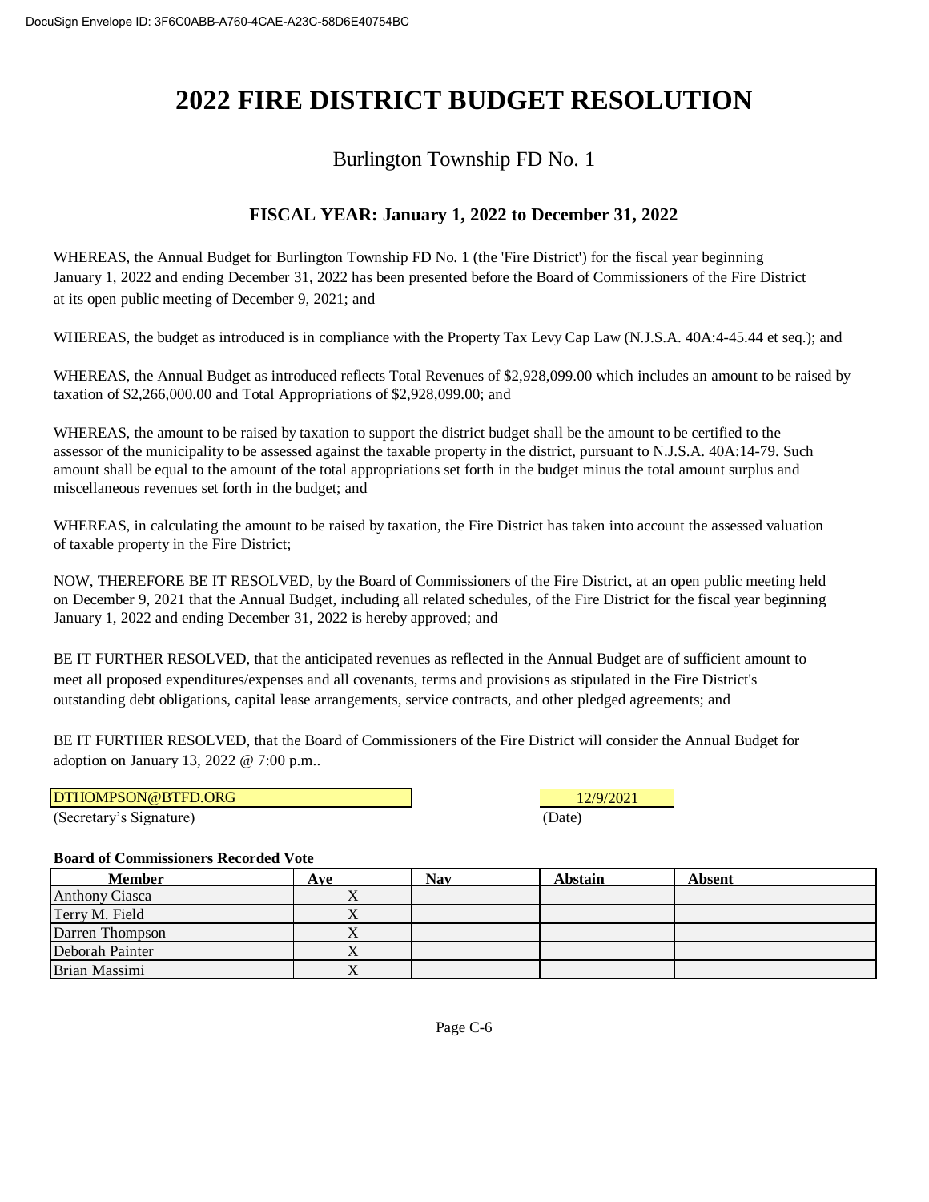# 2022 FIRE DISTRICT BUDGET RESOLUTION

## Burlington Township FD No. 1

### FISCAL YEAR: January 1, 2022 to December 31, 2022

WHEREAS, the Annual Budget for Burlington Township FD No. 1 (the 'Fire District') for the fiscal year beginning January 1, 2022 and ending December 31, 2022 has been presented before the Board of Commissioners of the Fire District at its open public meeting of December 9, 2021; and

WHEREAS, the budget as introduced is in compliance with the Property Tax Levy Cap Law (N.J.S.A. 40A:4-45.44 et seq.); and

WHEREAS, the Annual Budget as introduced reflects Total Revenues of $2,928,099.00 which includes an amount to be raised by taxation of $2,266,000.00 and Total Appropriations of $2,928,099.00; and

WHEREAS, the amount to be raised by taxation to support the district budget shall be the amount to be certified to the assessor of the municipality to be assessed against the taxable property in the district, pursuant to N.J.S.A. 40A:14-79. Such amount shall be equal to the amount of the total appropriations set forth in the budget minus the total amount surplus and miscellaneous revenues set forth in the budget; and

WHEREAS, in calculating the amount to be raised by taxation, the Fire District has taken into account the assessed valuation of taxable property in the Fire District;

NOW, THEREFORE BE IT RESOLVED, by the Board of Commissioners of the Fire District, at an open public meeting held on December 9, 2021 that the Annual Budget, including all related schedules, of the Fire District for the fiscal year beginning January 1, 2022 and ending December 31, 2022 is hereby approved; and

BE IT FURTHER RESOLVED, that the anticipated revenues as reflected in the Annual Budget are of sufficient amount to meet all proposed expenditures/expenses and all covenants, terms and provisions as stipulated in the Fire District's outstanding debt obligations, capital lease arrangements, service contracts, and other pledged agreements; and

BE IT FURTHER RESOLVED, that the Board of Commissioners of the Fire District will consider the Annual Budget for adoption on January 13, 2022 @ 7:00 p.m..

DTHOMPSON@BTFD.ORG — 12/9/2021

(Secretary's Signature) — (Date)

**Board of Commissioners Recorded Vote**

| Member | Aye | Nay | Abstain | Absent |
|---|---|---|---|---|
| Anthony Ciasca | X | | | |
| Terry M. Field | X | | | |
| Darren Thompson | X | | | |
| Deborah Painter | X | | | |
| Brian Massimi | X | | | |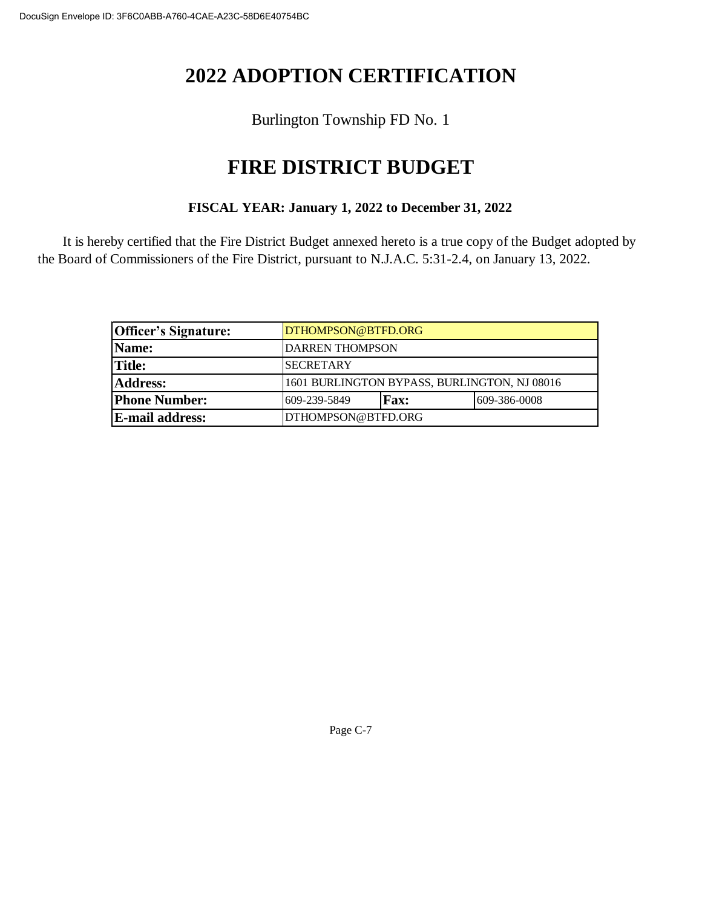# 2022 ADOPTION CERTIFICATION

Burlington Township FD No. 1

# FIRE DISTRICT BUDGET

**FISCAL YEAR: January 1, 2022 to December 31, 2022**

It is hereby certified that the Fire District Budget annexed hereto is a true copy of the Budget adopted by the Board of Commissioners of the Fire District, pursuant to N.J.A.C. 5:31-2.4, on January 13, 2022.

| | | | |
|---|---|---|---|
| **Officer's Signature:** | DTHOMPSON@BTFD.ORG | | |
| **Name:** | DARREN THOMPSON | | |
| **Title:** | SECRETARY | | |
| **Address:** | 1601 BURLINGTON BYPASS, BURLINGTON, NJ 08016 | | |
| **Phone Number:** | 609-239-5849 | **Fax:** | 609-386-0008 |
| **E-mail address:** | DTHOMPSON@BTFD.ORG | | |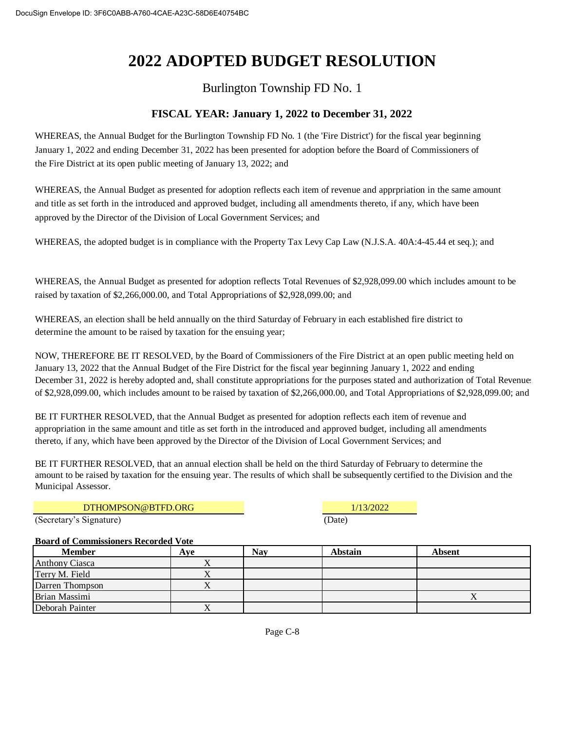DocuSign Envelope ID: 3F6C0ABB-A760-4CAE-A23C-58D6E40754BC

# 2022 ADOPTED BUDGET RESOLUTION

## Burlington Township FD No. 1

### FISCAL YEAR: January 1, 2022 to December 31, 2022

WHEREAS, the Annual Budget for the Burlington Township FD No. 1 (the 'Fire District') for the fiscal year beginning January 1, 2022 and ending December 31, 2022 has been presented for adoption before the Board of Commissioners of the Fire District at its open public meeting of January 13, 2022; and

WHEREAS, the Annual Budget as presented for adoption reflects each item of revenue and apprpriation in the same amount and title as set forth in the introduced and approved budget, including all amendments thereto, if any, which have been approved by the Director of the Division of Local Government Services; and

WHEREAS, the adopted budget is in compliance with the Property Tax Levy Cap Law (N.J.S.A. 40A:4-45.44 et seq.); and

WHEREAS, the Annual Budget as presented for adoption reflects Total Revenues of $2,928,099.00 which includes amount to be raised by taxation of $2,266,000.00, and Total Appropriations of $2,928,099.00; and

WHEREAS, an election shall be held annually on the third Saturday of February in each established fire district to determine the amount to be raised by taxation for the ensuing year;

NOW, THEREFORE BE IT RESOLVED, by the Board of Commissioners of the Fire District at an open public meeting held on January 13, 2022 that the Annual Budget of the Fire District for the fiscal year beginning January 1, 2022 and ending December 31, 2022 is hereby adopted and, shall constitute appropriations for the purposes stated and authorization of Total Revenues of $2,928,099.00, which includes amount to be raised by taxation of $2,266,000.00, and Total Appropriations of $2,928,099.00; and

BE IT FURTHER RESOLVED, that the Annual Budget as presented for adoption reflects each item of revenue and appropriation in the same amount and title as set forth in the introduced and approved budget, including all amendments thereto, if any, which have been approved by the Director of the Division of Local Government Services; and

BE IT FURTHER RESOLVED, that an annual election shall be held on the third Saturday of February to determine the amount to be raised by taxation for the ensuing year. The results of which shall be subsequently certified to the Division and the Municipal Assessor.

DTHOMPSON@BTFD.ORG — (Secretary's Signature)

1/13/2022 — (Date)

**Board of Commissioners Recorded Vote**

| Member | Aye | Nay | Abstain | Absent |
|---|---|---|---|---|
| Anthony Ciasca | X | | | |
| Terry M. Field | X | | | |
| Darren Thompson | X | | | |
| Brian Massimi | | | | X |
| Deborah Painter | X | | | |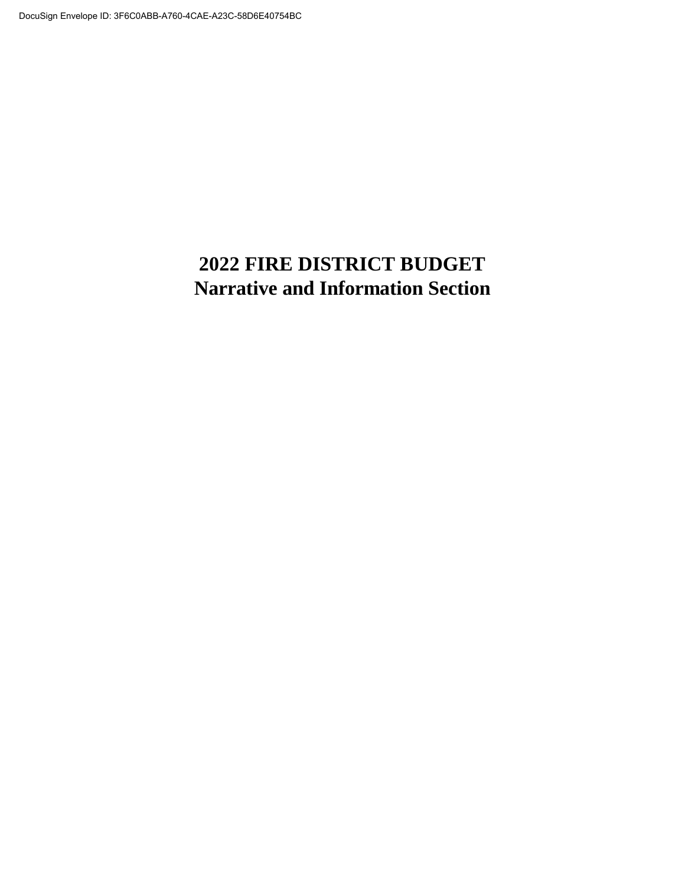# 2022 FIRE DISTRICT BUDGET
# Narrative and Information Section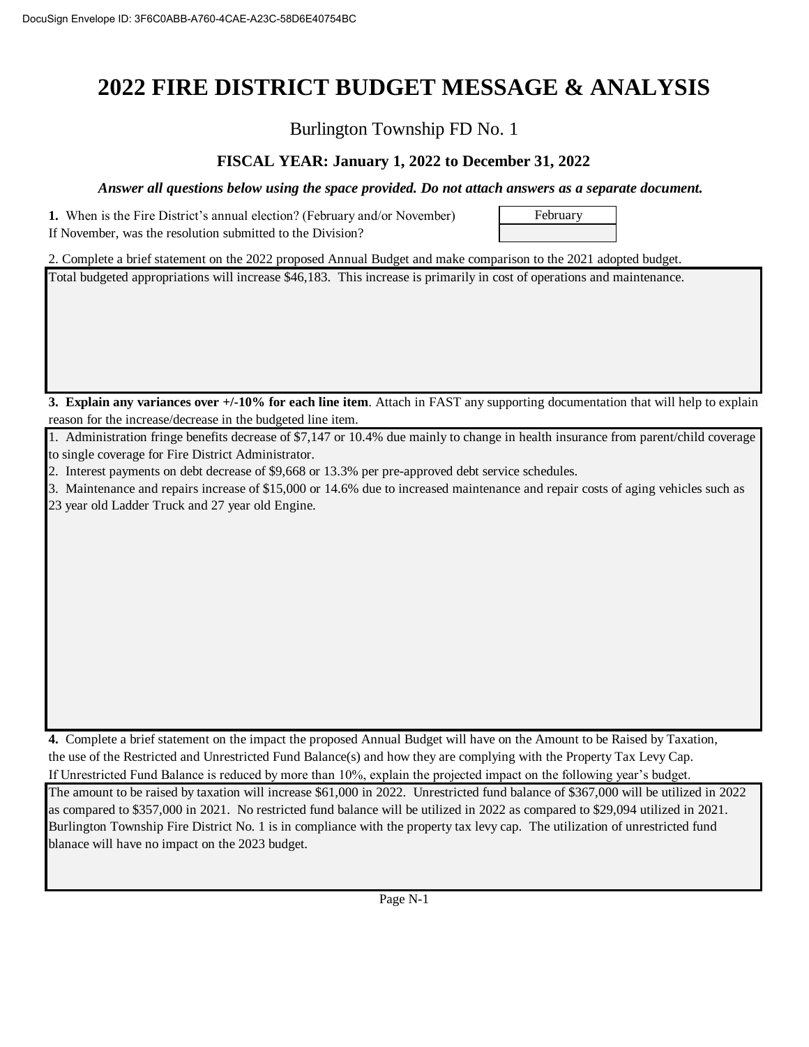# 2022 FIRE DISTRICT BUDGET MESSAGE & ANALYSIS

Burlington Township FD No. 1

### FISCAL YEAR: January 1, 2022 to December 31, 2022

***Answer all questions below using the space provided. Do not attach answers as a separate document.***

**1.** When is the Fire District's annual election? (February and/or November) — February

If November, was the resolution submitted to the Division?

2. Complete a brief statement on the 2022 proposed Annual Budget and make comparison to the 2021 adopted budget.

Total budgeted appropriations will increase $46,183. This increase is primarily in cost of operations and maintenance.

**3. Explain any variances over +/-10% for each line item**. Attach in FAST any supporting documentation that will help to explain reason for the increase/decrease in the budgeted line item.

1. Administration fringe benefits decrease of $7,147 or 10.4% due mainly to change in health insurance from parent/child coverage to single coverage for Fire District Administrator.
2. Interest payments on debt decrease of $9,668 or 13.3% per pre-approved debt service schedules.
3. Maintenance and repairs increase of $15,000 or 14.6% due to increased maintenance and repair costs of aging vehicles such as 23 year old Ladder Truck and 27 year old Engine.

**4.** Complete a brief statement on the impact the proposed Annual Budget will have on the Amount to be Raised by Taxation, the use of the Restricted and Unrestricted Fund Balance(s) and how they are complying with the Property Tax Levy Cap. If Unrestricted Fund Balance is reduced by more than 10%, explain the projected impact on the following year's budget.

The amount to be raised by taxation will increase $61,000 in 2022. Unrestricted fund balance of $367,000 will be utilized in 2022 as compared to $357,000 in 2021. No restricted fund balance will be utilized in 2022 as compared to $29,094 utilized in 2021. Burlington Township Fire District No. 1 is in compliance with the property tax levy cap. The utilization of unrestricted fund blanace will have no impact on the 2023 budget.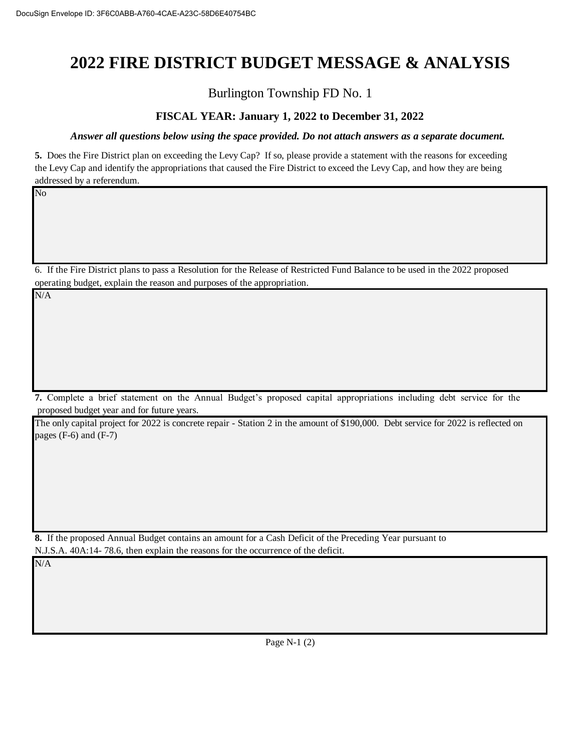# 2022 FIRE DISTRICT BUDGET MESSAGE & ANALYSIS

Burlington Township FD No. 1

### FISCAL YEAR: January 1, 2022 to December 31, 2022

***Answer all questions below using the space provided. Do not attach answers as a separate document.***

**5.** Does the Fire District plan on exceeding the Levy Cap? If so, please provide a statement with the reasons for exceeding the Levy Cap and identify the appropriations that caused the Fire District to exceed the Levy Cap, and how they are being addressed by a referendum.

No

6. If the Fire District plans to pass a Resolution for the Release of Restricted Fund Balance to be used in the 2022 proposed operating budget, explain the reason and purposes of the appropriation.

N/A

**7.** Complete a brief statement on the Annual Budget's proposed capital appropriations including debt service for the proposed budget year and for future years.

The only capital project for 2022 is concrete repair - Station 2 in the amount of $190,000. Debt service for 2022 is reflected on pages (F-6) and (F-7)

**8.** If the proposed Annual Budget contains an amount for a Cash Deficit of the Preceding Year pursuant to N.J.S.A. 40A:14- 78.6, then explain the reasons for the occurrence of the deficit.

N/A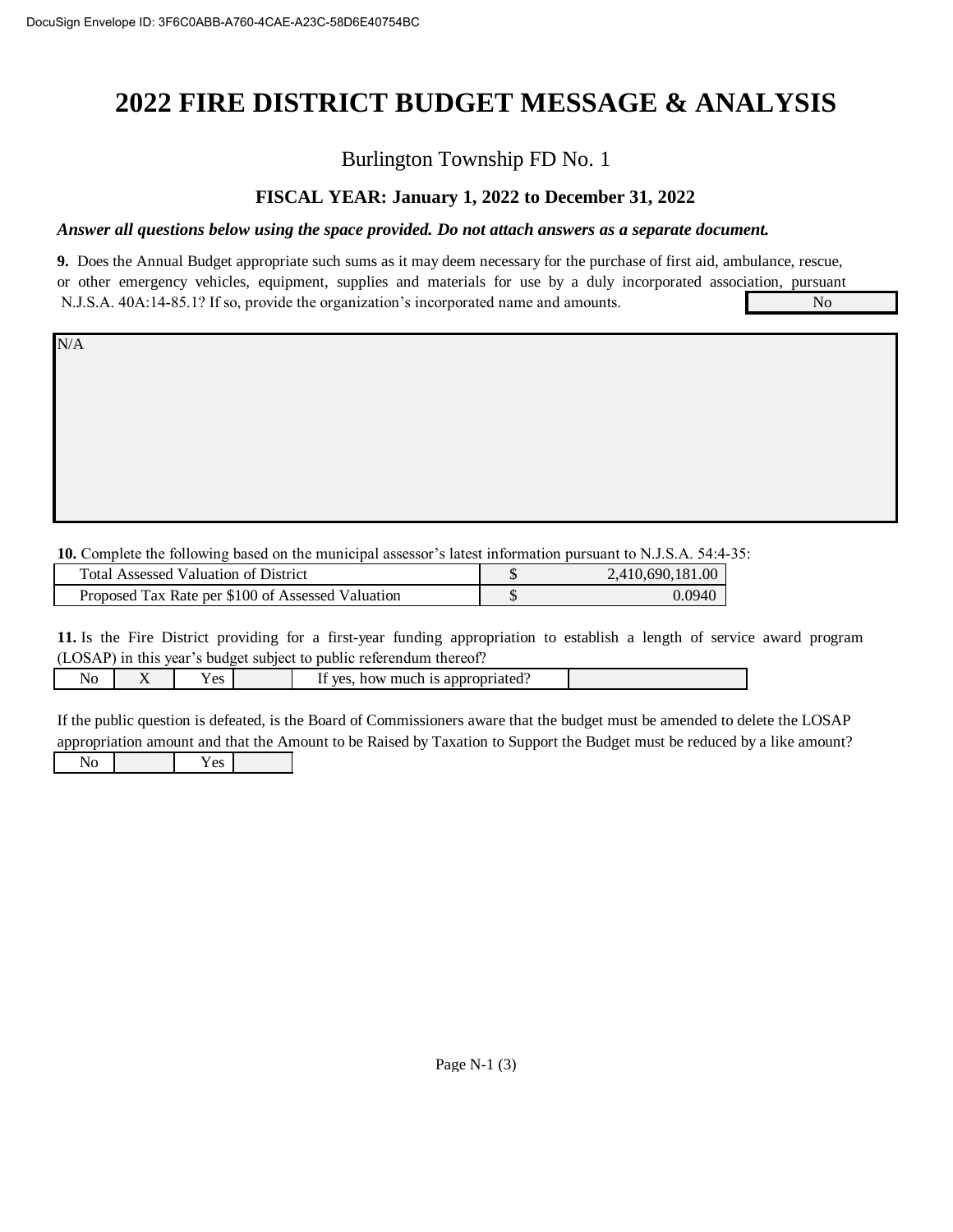# 2022 FIRE DISTRICT BUDGET MESSAGE & ANALYSIS

Burlington Township FD No. 1

### FISCAL YEAR: January 1, 2022 to December 31, 2022

***Answer all questions below using the space provided. Do not attach answers as a separate document.***

**9.** Does the Annual Budget appropriate such sums as it may deem necessary for the purchase of first aid, ambulance, rescue, or other emergency vehicles, equipment, supplies and materials for use by a duly incorporated association, pursuant N.J.S.A. 40A:14-85.1? If so, provide the organization's incorporated name and amounts. No

N/A

**10.** Complete the following based on the municipal assessor's latest information pursuant to N.J.S.A. 54:4-35:

| | | |
|---|---|---|
| Total Assessed Valuation of District | $ | 2,410,690,181.00 |
| Proposed Tax Rate per $100 of Assessed Valuation | $ | 0.0940 |

**11.** Is the Fire District providing for a first-year funding appropriation to establish a length of service award program (LOSAP) in this year's budget subject to public referendum thereof?

| No | X | Yes | | If yes, how much is appropriated? | |
|---|---|---|---|---|---|

If the public question is defeated, is the Board of Commissioners aware that the budget must be amended to delete the LOSAP appropriation amount and that the Amount to be Raised by Taxation to Support the Budget must be reduced by a like amount?

| No | | Yes | |
|---|---|---|---|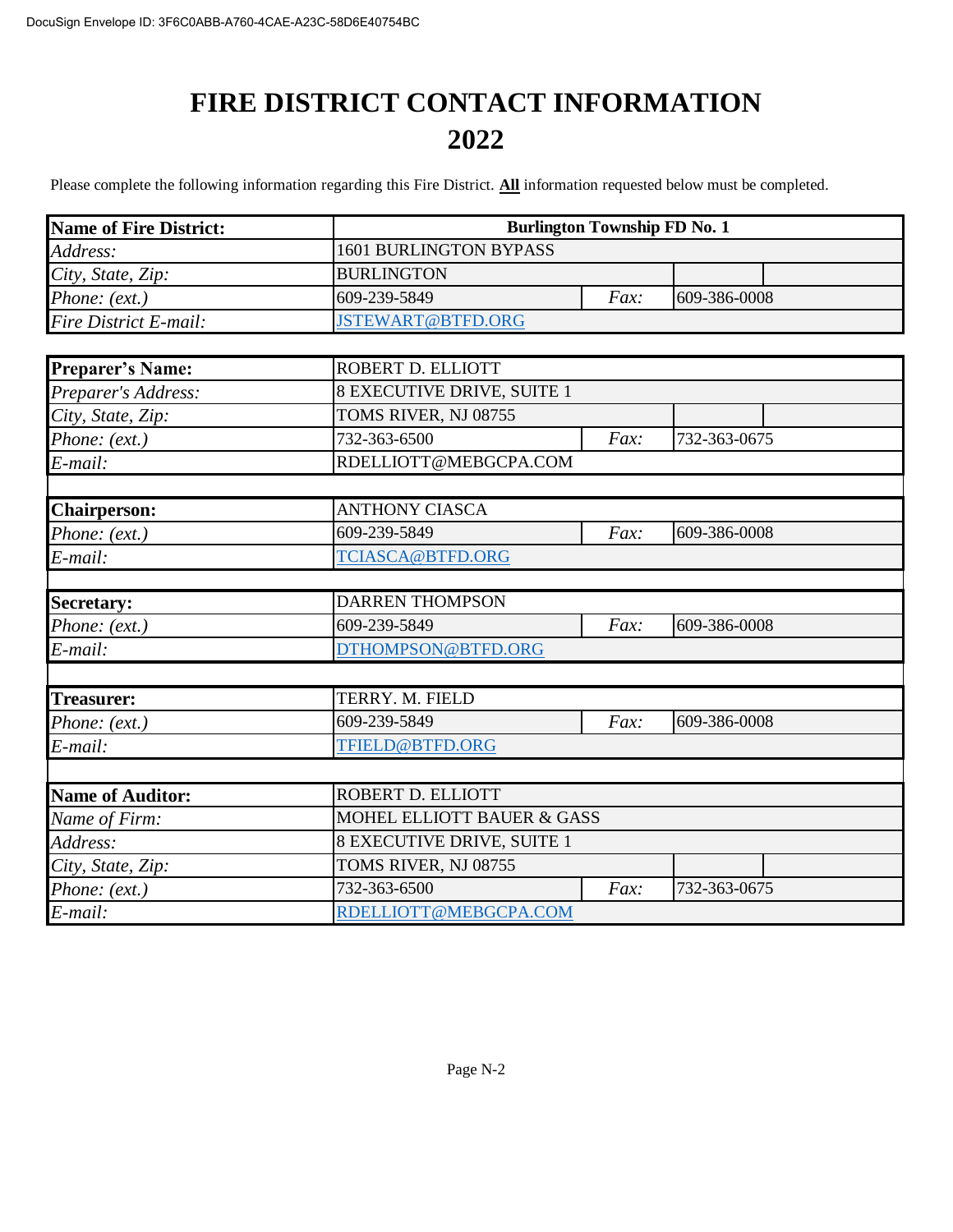# FIRE DISTRICT CONTACT INFORMATION
# 2022

Please complete the following information regarding this Fire District. **All** information requested below must be completed.

| **Name of Fire District:** | **Burlington Township FD No. 1** | | | |
|---|---|---|---|---|
| *Address:* | 1601 BURLINGTON BYPASS | | | |
| *City, State, Zip:* | BURLINGTON | | | |
| *Phone: (ext.)* | 609-239-5849 | *Fax:* | 609-386-0008 | |
| *Fire District E-mail:* | JSTEWART@BTFD.ORG | | | |

| **Preparer's Name:** | ROBERT D. ELLIOTT | | | |
|---|---|---|---|---|
| *Preparer's Address:* | 8 EXECUTIVE DRIVE, SUITE 1 | | | |
| *City, State, Zip:* | TOMS RIVER, NJ 08755 | | | |
| *Phone: (ext.)* | 732-363-6500 | *Fax:* | 732-363-0675 | |
| *E-mail:* | RDELLIOTT@MEBGCPA.COM | | | |

| **Chairperson:** | ANTHONY CIASCA | | |
|---|---|---|---|
| *Phone: (ext.)* | 609-239-5849 | *Fax:* | 609-386-0008 |
| *E-mail:* | TCIASCA@BTFD.ORG | | |

| **Secretary:** | DARREN THOMPSON | | |
|---|---|---|---|
| *Phone: (ext.)* | 609-239-5849 | *Fax:* | 609-386-0008 |
| *E-mail:* | DTHOMPSON@BTFD.ORG | | |

| **Treasurer:** | TERRY. M. FIELD | | |
|---|---|---|---|
| *Phone: (ext.)* | 609-239-5849 | *Fax:* | 609-386-0008 |
| *E-mail:* | TFIELD@BTFD.ORG | | |

| **Name of Auditor:** | ROBERT D. ELLIOTT | | | |
|---|---|---|---|---|
| *Name of Firm:* | MOHEL ELLIOTT BAUER & GASS | | | |
| *Address:* | 8 EXECUTIVE DRIVE, SUITE 1 | | | |
| *City, State, Zip:* | TOMS RIVER, NJ 08755 | | | |
| *Phone: (ext.)* | 732-363-6500 | *Fax:* | 732-363-0675 | |
| *E-mail:* | RDELLIOTT@MEBGCPA.COM | | | |

Page N-2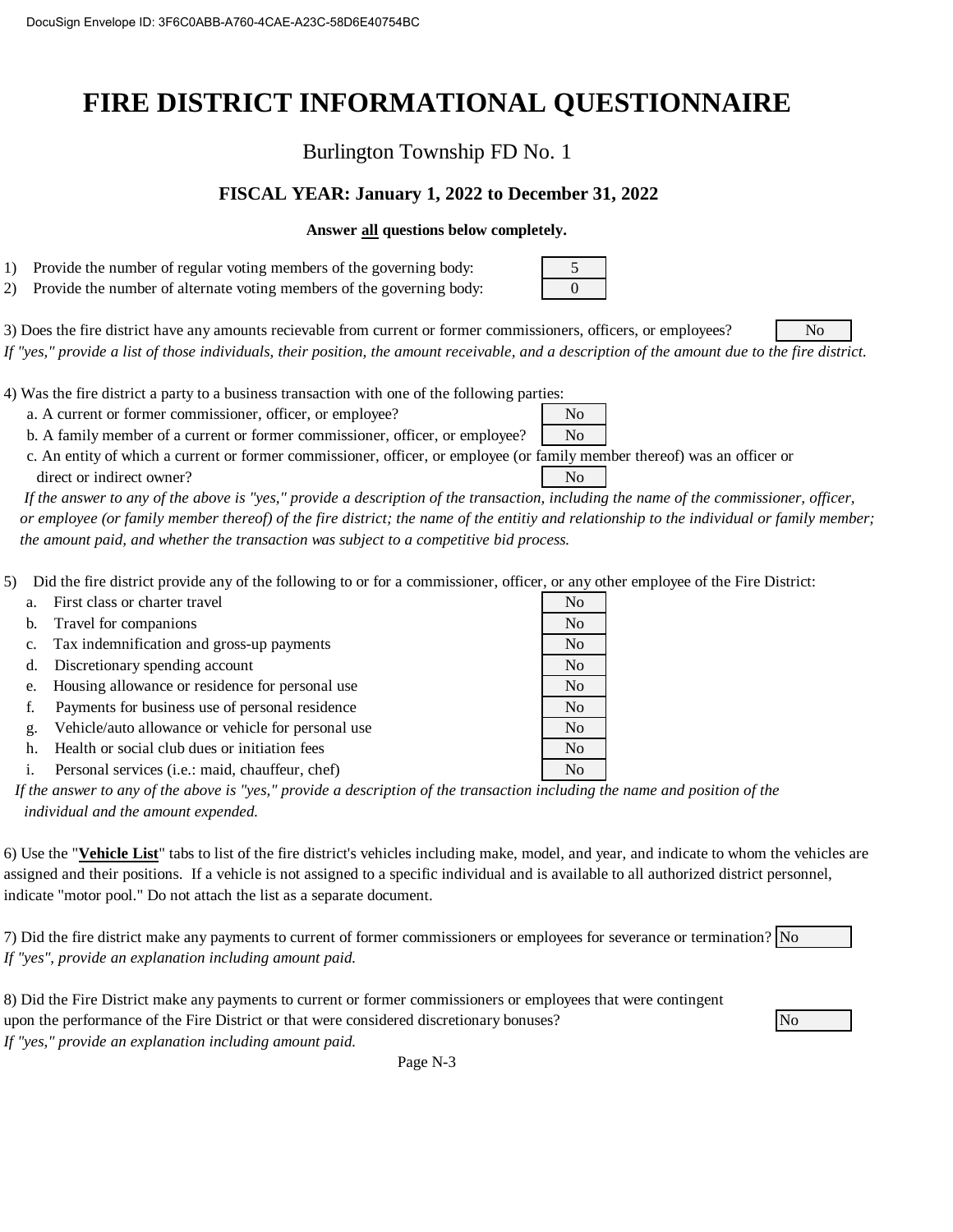# FIRE DISTRICT INFORMATIONAL QUESTIONNAIRE

Burlington Township FD No. 1

**FISCAL YEAR: January 1, 2022 to December 31, 2022**

**Answer all questions below completely.**

1) Provide the number of regular voting members of the governing body: 5
2) Provide the number of alternate voting members of the governing body: 0

3) Does the fire district have any amounts recievable from current or former commissioners, officers, or employees? No
*If "yes," provide a list of those individuals, their position, the amount receivable, and a description of the amount due to the fire district.*

4) Was the fire district a party to a business transaction with one of the following parties:
   a. A current or former commissioner, officer, or employee? No
   b. A family member of a current or former commissioner, officer, or employee? No
   c. An entity of which a current or former commissioner, officer, or employee (or family member thereof) was an officer or direct or indirect owner? No

   *If the answer to any of the above is "yes," provide a description of the transaction, including the name of the commissioner, officer, or employee (or family member thereof) of the fire district; the name of the entitiy and relationship to the individual or family member; the amount paid, and whether the transaction was subject to a competitive bid process.*

5) Did the fire district provide any of the following to or for a commissioner, officer, or any other employee of the Fire District:

| | | |
|---|---|---|
| a. | First class or charter travel | No |
| b. | Travel for companions | No |
| c. | Tax indemnification and gross-up payments | No |
| d. | Discretionary spending account | No |
| e. | Housing allowance or residence for personal use | No |
| f. | Payments for business use of personal residence | No |
| g. | Vehicle/auto allowance or vehicle for personal use | No |
| h. | Health or social club dues or initiation fees | No |
| i. | Personal services (i.e.: maid, chauffeur, chef) | No |

*If the answer to any of the above is "yes," provide a description of the transaction including the name and position of the individual and the amount expended.*

6) Use the "**Vehicle List**" tabs to list of the fire district's vehicles including make, model, and year, and indicate to whom the vehicles are assigned and their positions. If a vehicle is not assigned to a specific individual and is available to all authorized district personnel, indicate "motor pool." Do not attach the list as a separate document.

7) Did the fire district make any payments to current of former commissioners or employees for severance or termination? No
*If "yes", provide an explanation including amount paid.*

8) Did the Fire District make any payments to current or former commissioners or employees that were contingent upon the performance of the Fire District or that were considered discretionary bonuses? No
*If "yes," provide an explanation including amount paid.*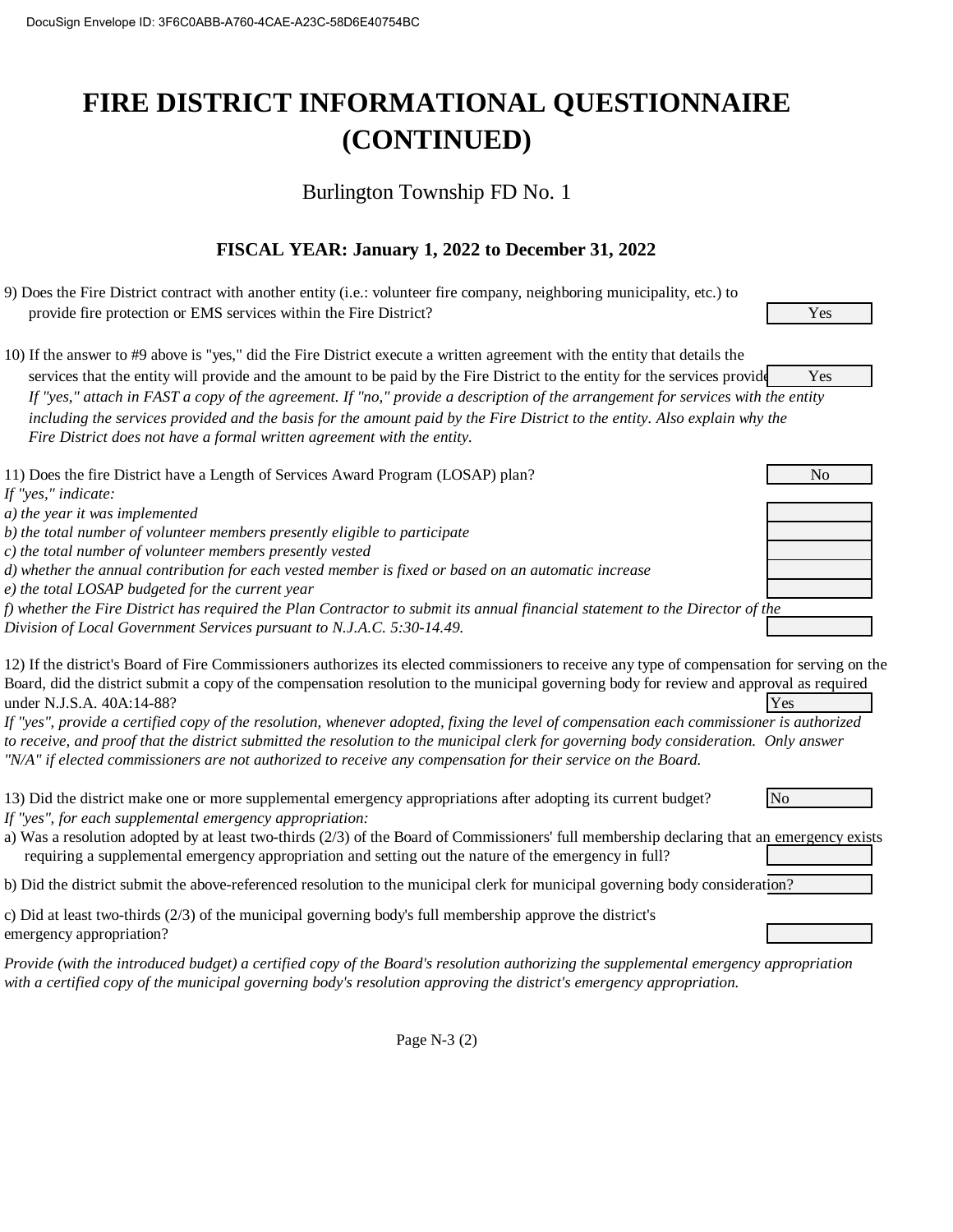# FIRE DISTRICT INFORMATIONAL QUESTIONNAIRE (CONTINUED)

Burlington Township FD No. 1

### FISCAL YEAR: January 1, 2022 to December 31, 2022

9) Does the Fire District contract with another entity (i.e.: volunteer fire company, neighboring municipality, etc.) to provide fire protection or EMS services within the Fire District? **Yes**

10) If the answer to #9 above is "yes," did the Fire District execute a written agreement with the entity that details the services that the entity will provide and the amount to be paid by the Fire District to the entity for the services provided? **Yes**

*If "yes," attach in FAST a copy of the agreement. If "no," provide a description of the arrangement for services with the entity including the services provided and the basis for the amount paid by the Fire District to the entity. Also explain why the Fire District does not have a formal written agreement with the entity.*

11) Does the fire District have a Length of Services Award Program (LOSAP) plan? **No**

*If "yes," indicate:*

*a) the year it was implemented*

*b) the total number of volunteer members presently eligible to participate*

*c) the total number of volunteer members presently vested*

*d) whether the annual contribution for each vested member is fixed or based on an automatic increase*

*e) the total LOSAP budgeted for the current year*

*f) whether the Fire District has required the Plan Contractor to submit its annual financial statement to the Director of the Division of Local Government Services pursuant to N.J.A.C. 5:30-14.49.*

12) If the district's Board of Fire Commissioners authorizes its elected commissioners to receive any type of compensation for serving on the Board, did the district submit a copy of the compensation resolution to the municipal governing body for review and approval as required under N.J.S.A. 40A:14-88? **Yes**

*If "yes", provide a certified copy of the resolution, whenever adopted, fixing the level of compensation each commissioner is authorized to receive, and proof that the district submitted the resolution to the municipal clerk for governing body consideration. Only answer "N/A" if elected commissioners are not authorized to receive any compensation for their service on the Board.*

13) Did the district make one or more supplemental emergency appropriations after adopting its current budget? **No**

*If "yes", for each supplemental emergency appropriation:*

a) Was a resolution adopted by at least two-thirds (2/3) of the Board of Commissioners' full membership declaring that an emergency exists requiring a supplemental emergency appropriation and setting out the nature of the emergency in full?

b) Did the district submit the above-referenced resolution to the municipal clerk for municipal governing body consideration?

c) Did at least two-thirds (2/3) of the municipal governing body's full membership approve the district's emergency appropriation?

*Provide (with the introduced budget) a certified copy of the Board's resolution authorizing the supplemental emergency appropriation with a certified copy of the municipal governing body's resolution approving the district's emergency appropriation.*

Page N-3 (2)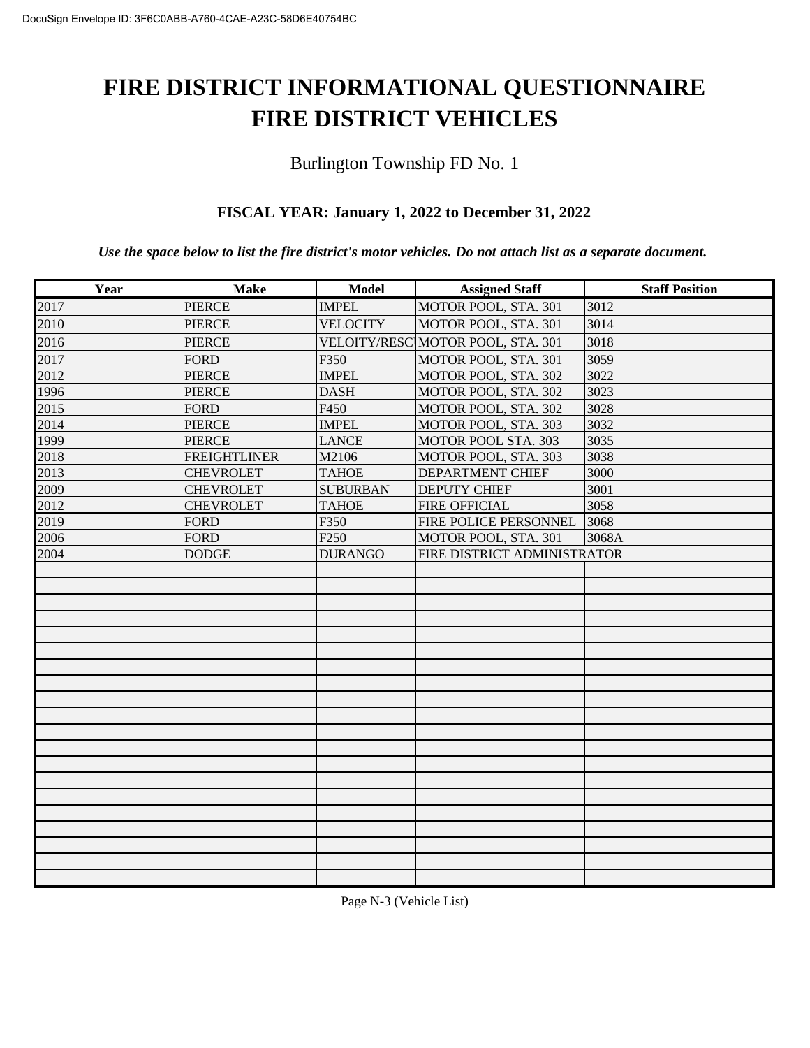# FIRE DISTRICT INFORMATIONAL QUESTIONNAIRE
# FIRE DISTRICT VEHICLES

Burlington Township FD No. 1

**FISCAL YEAR: January 1, 2022 to December 31, 2022**

***Use the space below to list the fire district's motor vehicles. Do not attach list as a separate document.***

| Year | Make | Model | Assigned Staff | Staff Position |
|---|---|---|---|---|
| 2017 | PIERCE | IMPEL | MOTOR POOL, STA. 301 | 3012 |
| 2010 | PIERCE | VELOCITY | MOTOR POOL, STA. 301 | 3014 |
| 2016 | PIERCE | VELOITY/RESC | MOTOR POOL, STA. 301 | 3018 |
| 2017 | FORD | F350 | MOTOR POOL, STA. 301 | 3059 |
| 2012 | PIERCE | IMPEL | MOTOR POOL, STA. 302 | 3022 |
| 1996 | PIERCE | DASH | MOTOR POOL, STA. 302 | 3023 |
| 2015 | FORD | F450 | MOTOR POOL, STA. 302 | 3028 |
| 2014 | PIERCE | IMPEL | MOTOR POOL, STA. 303 | 3032 |
| 1999 | PIERCE | LANCE | MOTOR POOL STA. 303 | 3035 |
| 2018 | FREIGHTLINER | M2106 | MOTOR POOL, STA. 303 | 3038 |
| 2013 | CHEVROLET | TAHOE | DEPARTMENT CHIEF | 3000 |
| 2009 | CHEVROLET | SUBURBAN | DEPUTY CHIEF | 3001 |
| 2012 | CHEVROLET | TAHOE | FIRE OFFICIAL | 3058 |
| 2019 | FORD | F350 | FIRE POLICE PERSONNEL | 3068 |
| 2006 | FORD | F250 | MOTOR POOL, STA. 301 | 3068A |
| 2004 | DODGE | DURANGO | FIRE DISTRICT ADMINISTRATOR | |
| | | | | |
| | | | | |
| | | | | |
| | | | | |
| | | | | |
| | | | | |
| | | | | |
| | | | | |
| | | | | |
| | | | | |
| | | | | |
| | | | | |
| | | | | |
| | | | | |
| | | | | |
| | | | | |
| | | | | |
| | | | | |
| | | | | |
| | | | | |

Page N-3 (Vehicle List)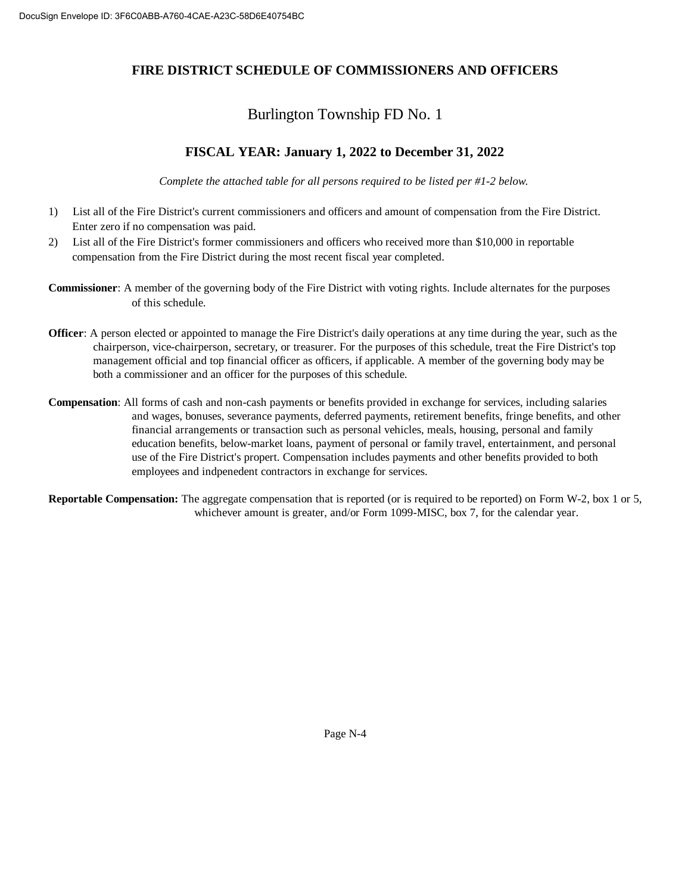# FIRE DISTRICT SCHEDULE OF COMMISSIONERS AND OFFICERS

## Burlington Township FD No. 1

### FISCAL YEAR: January 1, 2022 to December 31, 2022

*Complete the attached table for all persons required to be listed per #1-2 below.*

1) List all of the Fire District's current commissioners and officers and amount of compensation from the Fire District. Enter zero if no compensation was paid.
2) List all of the Fire District's former commissioners and officers who received more than $10,000 in reportable compensation from the Fire District during the most recent fiscal year completed.

**Commissioner**: A member of the governing body of the Fire District with voting rights. Include alternates for the purposes of this schedule.

**Officer**: A person elected or appointed to manage the Fire District's daily operations at any time during the year, such as the chairperson, vice-chairperson, secretary, or treasurer. For the purposes of this schedule, treat the Fire District's top management official and top financial officer as officers, if applicable. A member of the governing body may be both a commissioner and an officer for the purposes of this schedule.

**Compensation**: All forms of cash and non-cash payments or benefits provided in exchange for services, including salaries and wages, bonuses, severance payments, deferred payments, retirement benefits, fringe benefits, and other financial arrangements or transaction such as personal vehicles, meals, housing, personal and family education benefits, below-market loans, payment of personal or family travel, entertainment, and personal use of the Fire District's propert. Compensation includes payments and other benefits provided to both employees and indpenedent contractors in exchange for services.

**Reportable Compensation:** The aggregate compensation that is reported (or is required to be reported) on Form W-2, box 1 or 5, whichever amount is greater, and/or Form 1099-MISC, box 7, for the calendar year.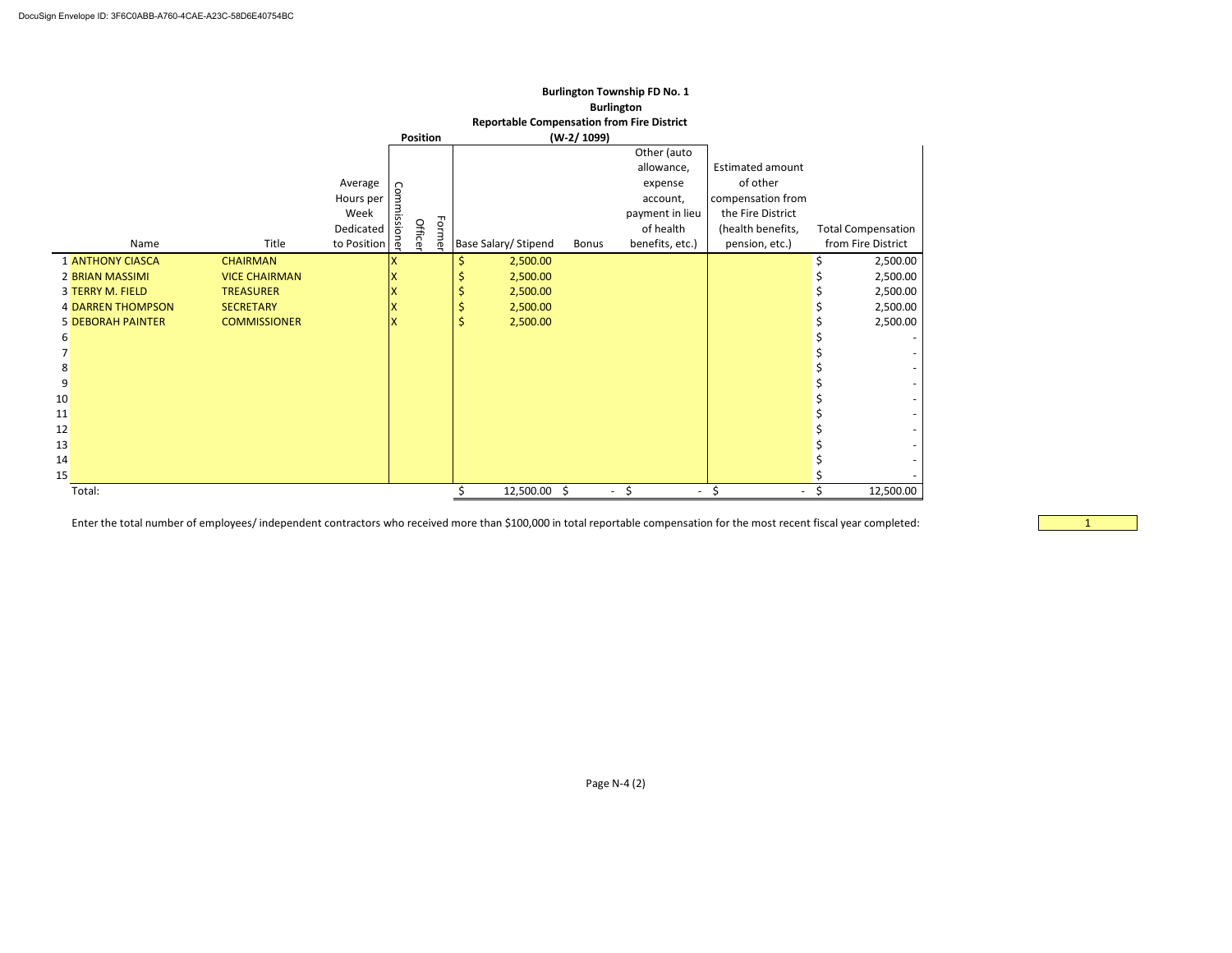**Burlington Township FD No. 1**

**Burlington**

**Reportable Compensation from Fire District**

**(W-2/ 1099)**

| | Name | Title | Average Hours per Week Dedicated to Position | Commissioner | Officer | Former | Base Salary/ Stipend | Bonus | Other (auto allowance, expense account, payment in lieu of health benefits, etc.) | Estimated amount of other compensation from the Fire District (health benefits, pension, etc.) | Total Compensation from Fire District |
|---|---|---|---|---|---|---|---|---|---|---|---|
| 1 | ANTHONY CIASCA | CHAIRMAN | | X | | | $ 2,500.00 | | | | $ 2,500.00 |
| 2 | BRIAN MASSIMI | VICE CHAIRMAN | | X | | | $ 2,500.00 | | | | $ 2,500.00 |
| 3 | TERRY M. FIELD | TREASURER | | X | | | $ 2,500.00 | | | | $ 2,500.00 |
| 4 | DARREN THOMPSON | SECRETARY | | X | | | $ 2,500.00 | | | | $ 2,500.00 |
| 5 | DEBORAH PAINTER | COMMISSIONER | | X | | | $ 2,500.00 | | | | $ 2,500.00 |
| 6 | | | | | | | | | | | $ - |
| 7 | | | | | | | | | | | $ - |
| 8 | | | | | | | | | | | $ - |
| 9 | | | | | | | | | | | $ - |
| 10 | | | | | | | | | | | $ - |
| 11 | | | | | | | | | | | $ - |
| 12 | | | | | | | | | | | $ - |
| 13 | | | | | | | | | | | $ - |
| 14 | | | | | | | | | | | $ - |
| 15 | | | | | | | | | | | $ - |
| | Total: | | | | | | $ 12,500.00 | $ - | $ - | $ - | $ 12,500.00 |

Enter the total number of employees/ independent contractors who received more than $100,000 in total reportable compensation for the most recent fiscal year completed: 1

Page N-4 (2)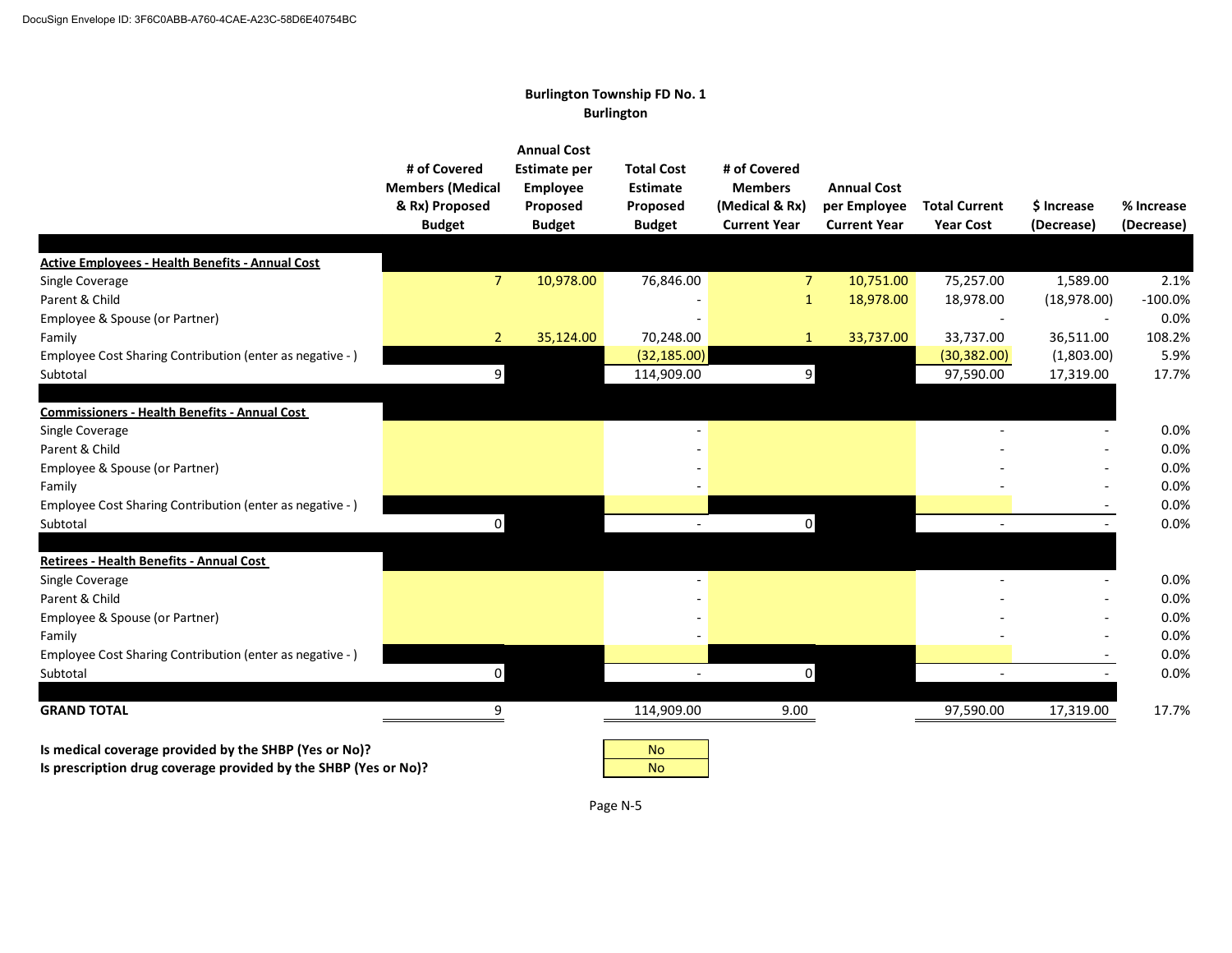**Burlington Township FD No. 1**
**Burlington**

| | # of Covered Members (Medical & Rx) Proposed Budget | Annual Cost Estimate per Employee Proposed Budget | Total Cost Estimate Proposed Budget | # of Covered Members (Medical & Rx) Current Year | Annual Cost per Employee Current Year | Total Current Year Cost | $ Increase (Decrease) | % Increase (Decrease) |
|---|---|---|---|---|---|---|---|---|
| **Active Employees - Health Benefits - Annual Cost** | | | | | | | | |
| Single Coverage | 7 | 10,978.00 | 76,846.00 | 7 | 10,751.00 | 75,257.00 | 1,589.00 | 2.1% |
| Parent & Child | | | - | 1 | 18,978.00 | 18,978.00 | (18,978.00) | -100.0% |
| Employee & Spouse (or Partner) | | | - | | | - | - | 0.0% |
| Family | 2 | 35,124.00 | 70,248.00 | 1 | 33,737.00 | 33,737.00 | 36,511.00 | 108.2% |
| Employee Cost Sharing Contribution (enter as negative - ) | | | (32,185.00) | | | (30,382.00) | (1,803.00) | 5.9% |
| Subtotal | 9 | | 114,909.00 | 9 | | 97,590.00 | 17,319.00 | 17.7% |
| **Commissioners - Health Benefits - Annual Cost** | | | | | | | | |
| Single Coverage | | | - | | | - | - | 0.0% |
| Parent & Child | | | - | | | - | - | 0.0% |
| Employee & Spouse (or Partner) | | | - | | | - | - | 0.0% |
| Family | | | - | | | - | - | 0.0% |
| Employee Cost Sharing Contribution (enter as negative - ) | | | | | | | - | 0.0% |
| Subtotal | 0 | | - | 0 | | - | - | 0.0% |
| **Retirees - Health Benefits - Annual Cost** | | | | | | | | |
| Single Coverage | | | - | | | - | - | 0.0% |
| Parent & Child | | | - | | | - | - | 0.0% |
| Employee & Spouse (or Partner) | | | - | | | - | - | 0.0% |
| Family | | | - | | | - | - | 0.0% |
| Employee Cost Sharing Contribution (enter as negative - ) | | | | | | | - | 0.0% |
| Subtotal | 0 | | - | 0 | | - | - | 0.0% |
| **GRAND TOTAL** | 9 | | 114,909.00 | 9.00 | | 97,590.00 | 17,319.00 | 17.7% |

| | |
|---|---|
| **Is medical coverage provided by the SHBP (Yes or No)?** | No |
| **Is prescription drug coverage provided by the SHBP (Yes or No)?** | No |

Page N-5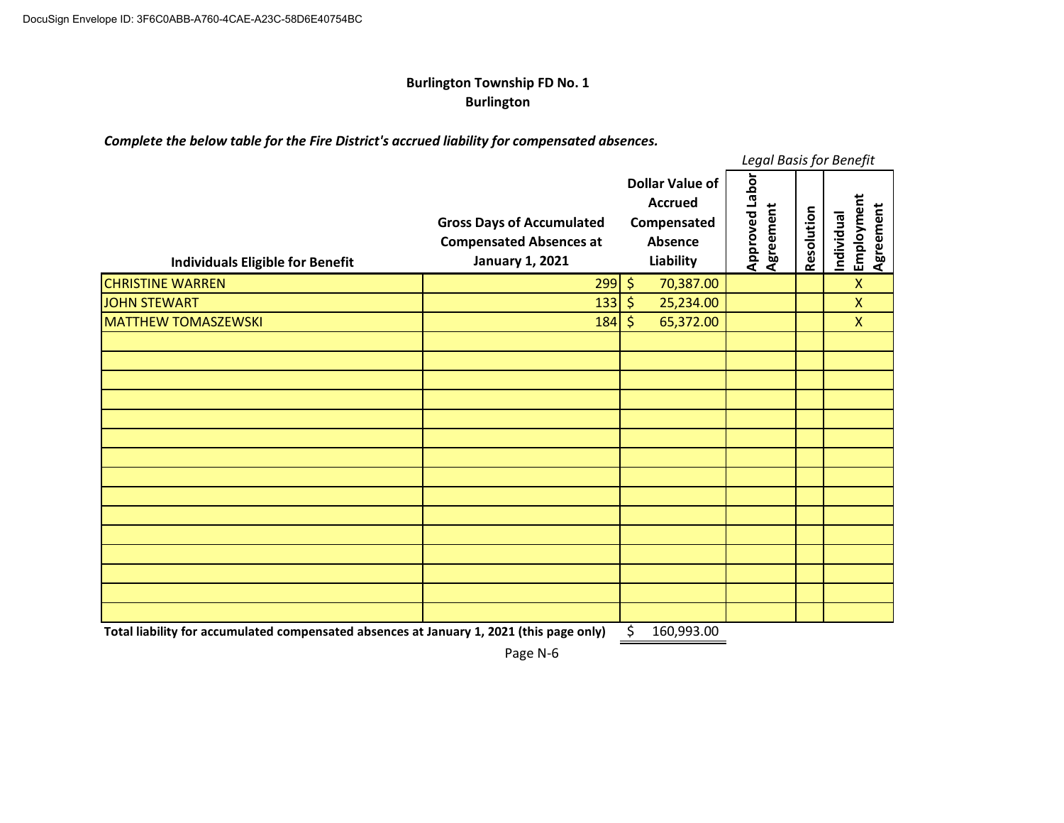**Burlington Township FD No. 1**
**Burlington**

***Complete the below table for the Fire District's accrued liability for compensated absences.***

| Individuals Eligible for Benefit | Gross Days of Accumulated Compensated Absences at January 1, 2021 | Dollar Value of Accrued Compensated Absence Liability | *Legal Basis for Benefit* | | |
|---|---|---|---|---|---|
| | | | Approved Labor Agreement | Resolution | Individual Employment Agreement |
| CHRISTINE WARREN | 299 | $ 70,387.00 | | | X |
| JOHN STEWART | 133 | $ 25,234.00 | | | X |
| MATTHEW TOMASZEWSKI | 184 | $ 65,372.00 | | | X |
| | | | | | |
| | | | | | |
| | | | | | |
| | | | | | |
| | | | | | |
| | | | | | |
| | | | | | |
| | | | | | |
| | | | | | |
| | | | | | |
| | | | | | |
| | | | | | |
| | | | | | |
| | | | | | |
| | | | | | |
| **Total liability for accumulated compensated absences at January 1, 2021 (this page only)** | | $ 160,993.00 | | | |

Page N-6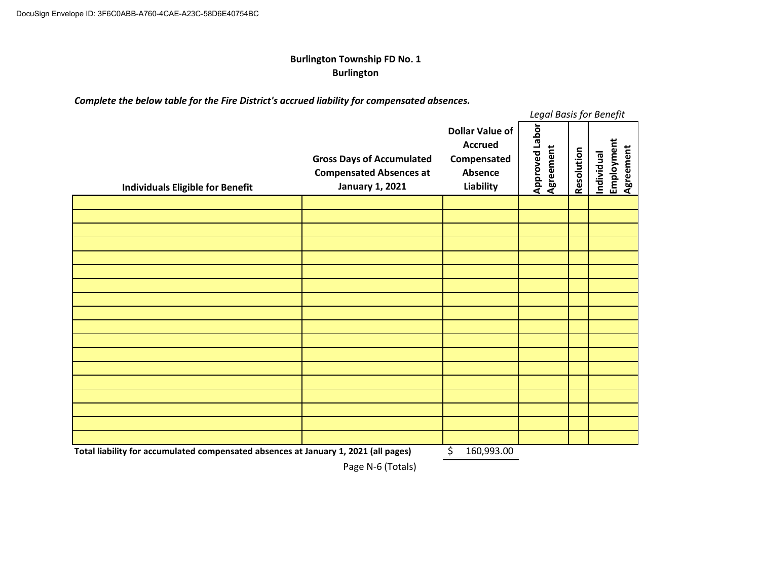**Burlington Township FD No. 1**
**Burlington**

***Complete the below table for the Fire District's accrued liability for compensated absences.***

| | | | *Legal Basis for Benefit* | | |
|---|---|---|---|---|---|
| **Individuals Eligible for Benefit** | **Gross Days of Accumulated Compensated Absences at January 1, 2021** | **Dollar Value of Accrued Compensated Absence Liability** | **Approved Labor Agreement** | **Resolution** | **Individual Employment Agreement** |
| | | | | | |
| | | | | | |
| | | | | | |
| | | | | | |
| | | | | | |
| | | | | | |
| | | | | | |
| | | | | | |
| | | | | | |
| | | | | | |
| | | | | | |
| | | | | | |
| | | | | | |
| | | | | | |
| | | | | | |
| | | | | | |
| | | | | | |
| | | | | | |
| **Total liability for accumulated compensated absences at January 1, 2021 (all pages)** | | $ 160,993.00 | | | |

Page N-6 (Totals)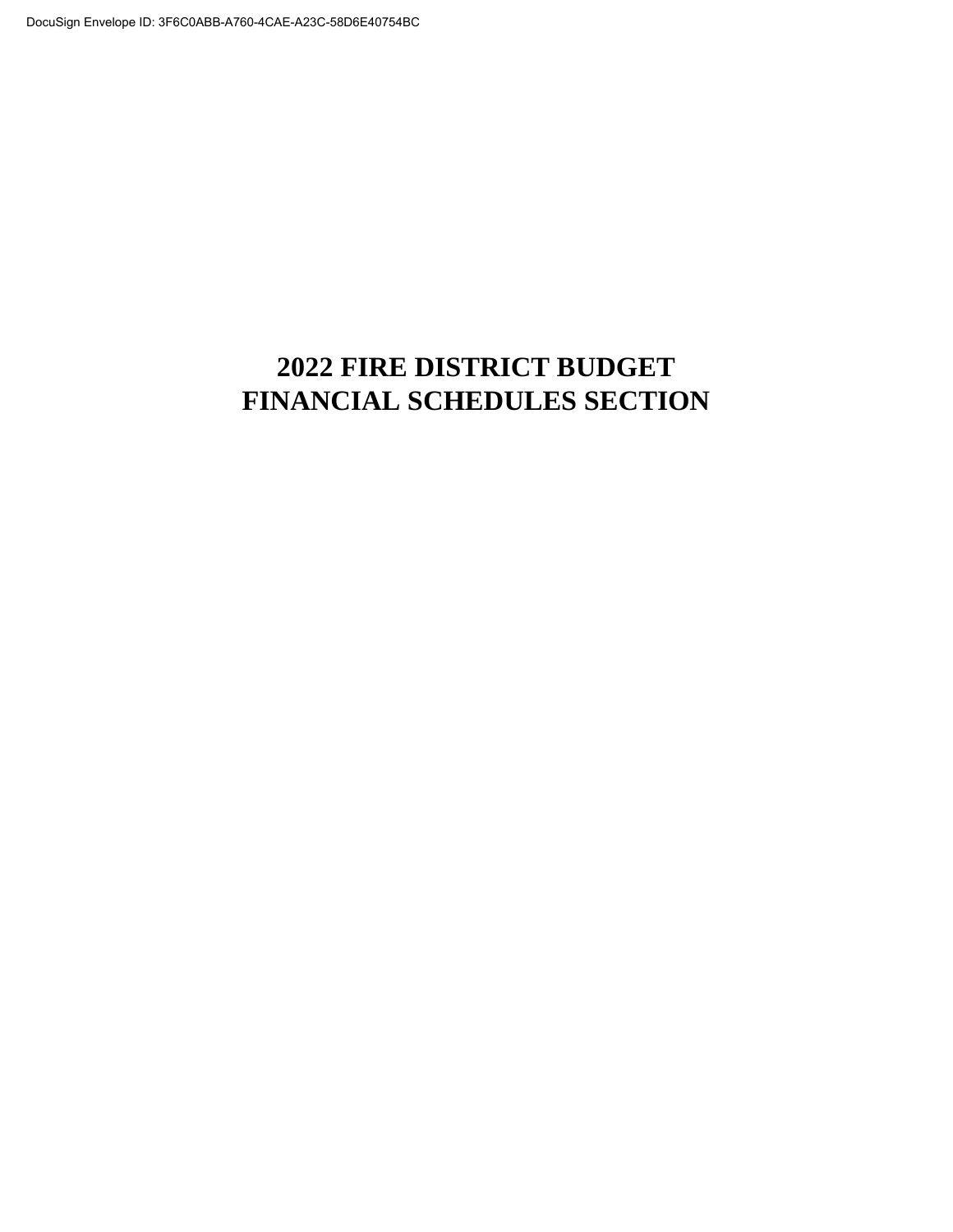# 2022 FIRE DISTRICT BUDGET
# FINANCIAL SCHEDULES SECTION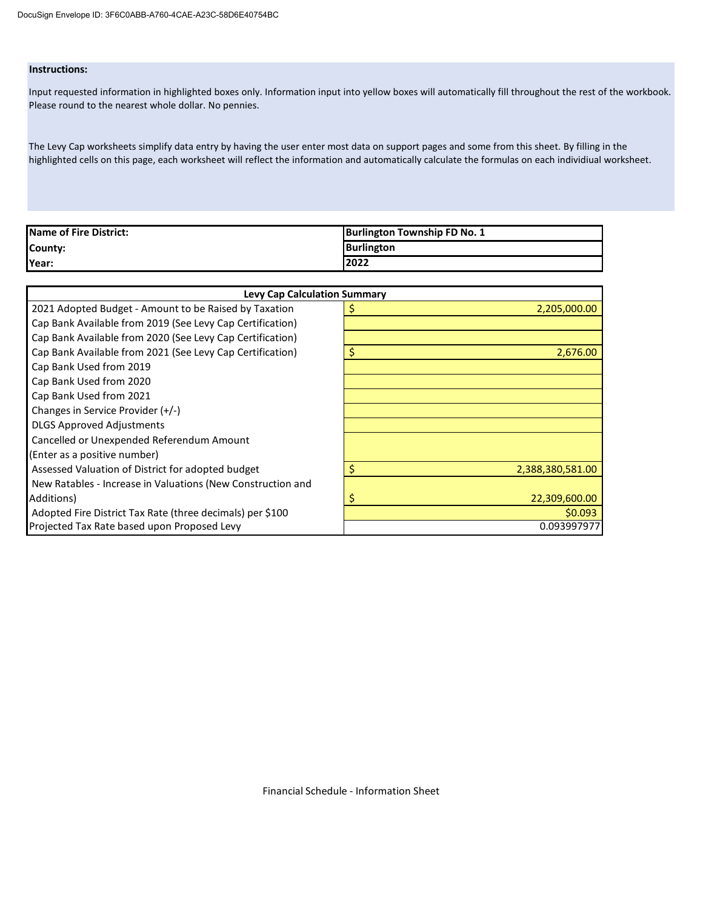**Instructions:**

Input requested information in highlighted boxes only. Information input into yellow boxes will automatically fill throughout the rest of the workbook. Please round to the nearest whole dollar. No pennies.

The Levy Cap worksheets simplify data entry by having the user enter most data on support pages and some from this sheet. By filling in the highlighted cells on this page, each worksheet will reflect the information and automatically calculate the formulas on each individiual worksheet.

| | |
|---|---|
| **Name of Fire District:** | **Burlington Township FD No. 1** |
| **County:** | **Burlington** |
| **Year:** | **2022** |

| **Levy Cap Calculation Summary** | |
|---|---|
| 2021 Adopted Budget - Amount to be Raised by Taxation | $ 2,205,000.00 |
| Cap Bank Available from 2019 (See Levy Cap Certification) | |
| Cap Bank Available from 2020 (See Levy Cap Certification) | |
| Cap Bank Available from 2021 (See Levy Cap Certification) | $ 2,676.00 |
| Cap Bank Used from 2019 | |
| Cap Bank Used from 2020 | |
| Cap Bank Used from 2021 | |
| Changes in Service Provider (+/-) | |
| DLGS Approved Adjustments | |
| Cancelled or Unexpended Referendum Amount (Enter as a positive number) | |
| Assessed Valuation of District for adopted budget | $ 2,388,380,581.00 |
| New Ratables - Increase in Valuations (New Construction and Additions) | $ 22,309,600.00 |
| Adopted Fire District Tax Rate (three decimals) per $100 | $0.093 |
| Projected Tax Rate based upon Proposed Levy | 0.093997977 |

Financial Schedule - Information Sheet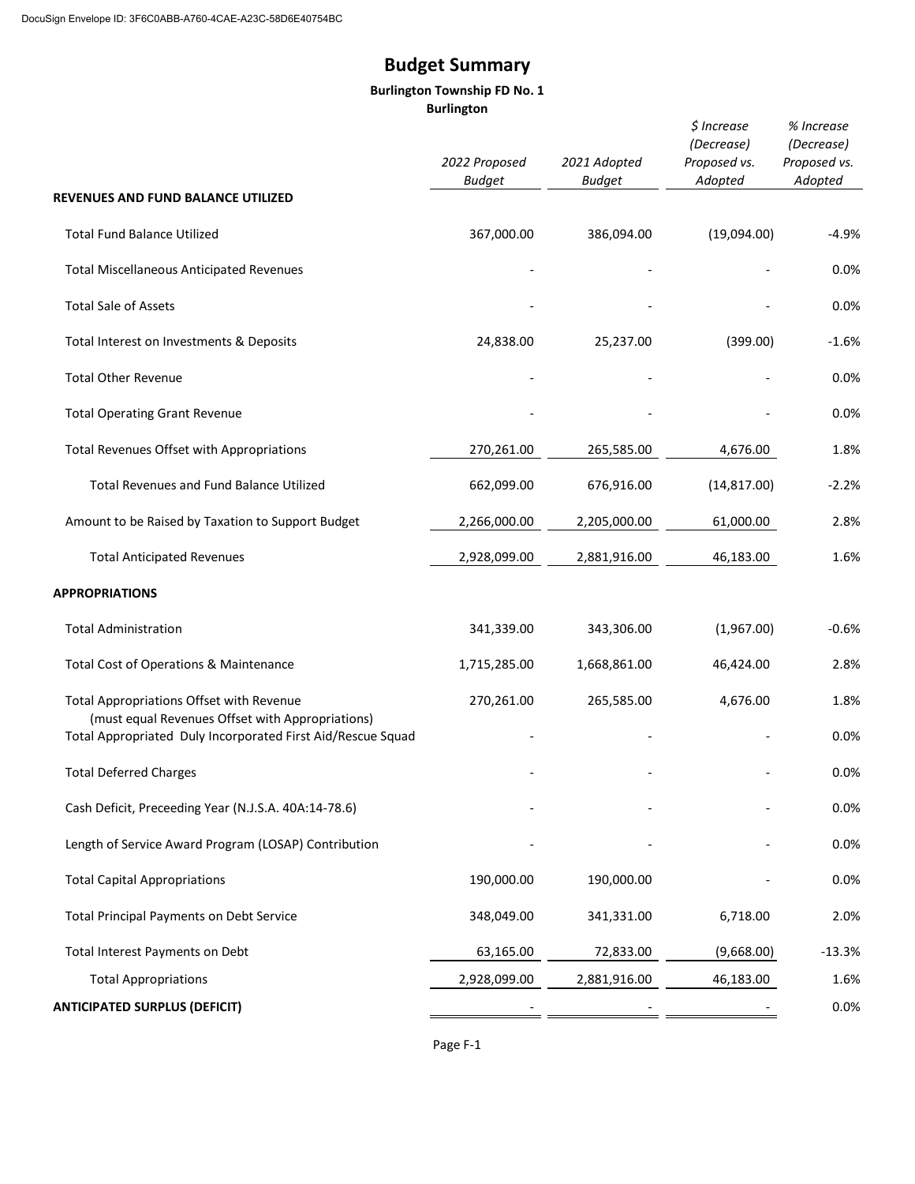# Budget Summary

**Burlington Township FD No. 1**
**Burlington**

| | 2022 Proposed Budget | 2021 Adopted Budget | $ Increase (Decrease) Proposed vs. Adopted | % Increase (Decrease) Proposed vs. Adopted |
|---|---|---|---|---|
| **REVENUES AND FUND BALANCE UTILIZED** | | | | |
| Total Fund Balance Utilized | 367,000.00 | 386,094.00 | (19,094.00) | -4.9% |
| Total Miscellaneous Anticipated Revenues | - | - | - | 0.0% |
| Total Sale of Assets | - | - | - | 0.0% |
| Total Interest on Investments & Deposits | 24,838.00 | 25,237.00 | (399.00) | -1.6% |
| Total Other Revenue | - | - | - | 0.0% |
| Total Operating Grant Revenue | - | - | - | 0.0% |
| Total Revenues Offset with Appropriations | 270,261.00 | 265,585.00 | 4,676.00 | 1.8% |
| Total Revenues and Fund Balance Utilized | 662,099.00 | 676,916.00 | (14,817.00) | -2.2% |
| Amount to be Raised by Taxation to Support Budget | 2,266,000.00 | 2,205,000.00 | 61,000.00 | 2.8% |
| Total Anticipated Revenues | 2,928,099.00 | 2,881,916.00 | 46,183.00 | 1.6% |
| **APPROPRIATIONS** | | | | |
| Total Administration | 341,339.00 | 343,306.00 | (1,967.00) | -0.6% |
| Total Cost of Operations & Maintenance | 1,715,285.00 | 1,668,861.00 | 46,424.00 | 2.8% |
| Total Appropriations Offset with Revenue (must equal Revenues Offset with Appropriations) | 270,261.00 | 265,585.00 | 4,676.00 | 1.8% |
| Total Appropriated Duly Incorporated First Aid/Rescue Squad | - | - | - | 0.0% |
| Total Deferred Charges | - | - | - | 0.0% |
| Cash Deficit, Preceeding Year (N.J.S.A. 40A:14-78.6) | - | - | - | 0.0% |
| Length of Service Award Program (LOSAP) Contribution | - | - | - | 0.0% |
| Total Capital Appropriations | 190,000.00 | 190,000.00 | - | 0.0% |
| Total Principal Payments on Debt Service | 348,049.00 | 341,331.00 | 6,718.00 | 2.0% |
| Total Interest Payments on Debt | 63,165.00 | 72,833.00 | (9,668.00) | -13.3% |
| Total Appropriations | 2,928,099.00 | 2,881,916.00 | 46,183.00 | 1.6% |
| **ANTICIPATED SURPLUS (DEFICIT)** | - | - | - | 0.0% |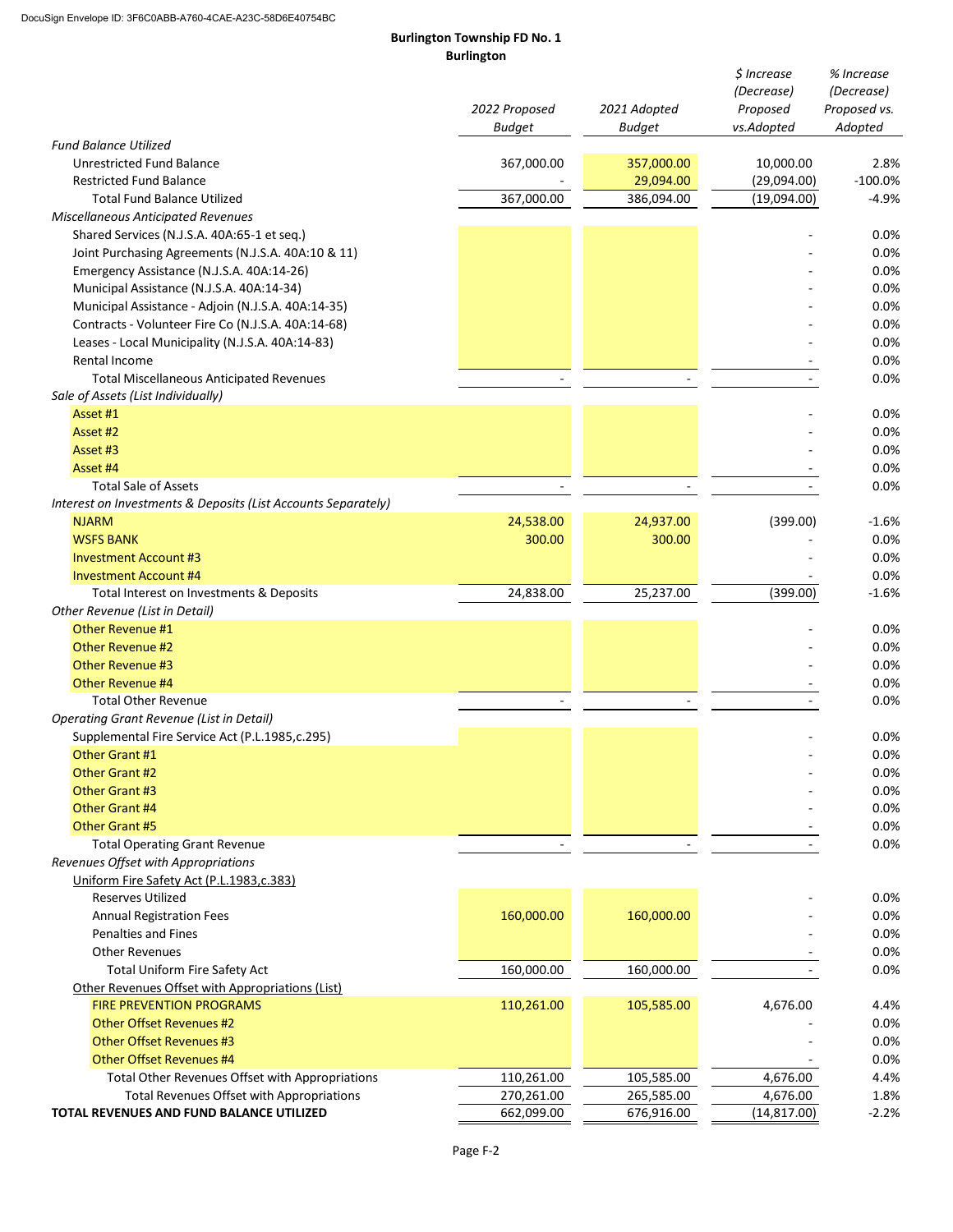**Burlington Township FD No. 1**
**Burlington**

| | 2022 Proposed Budget | 2021 Adopted Budget | $ Increase (Decrease) Proposed vs.Adopted | % Increase (Decrease) Proposed vs. Adopted |
|---|---|---|---|---|
| *Fund Balance Utilized* | | | | |
| Unrestricted Fund Balance | 367,000.00 | 357,000.00 | 10,000.00 | 2.8% |
| Restricted Fund Balance | - | 29,094.00 | (29,094.00) | -100.0% |
| Total Fund Balance Utilized | 367,000.00 | 386,094.00 | (19,094.00) | -4.9% |
| *Miscellaneous Anticipated Revenues* | | | | |
| Shared Services (N.J.S.A. 40A:65-1 et seq.) | | | - | 0.0% |
| Joint Purchasing Agreements (N.J.S.A. 40A:10 & 11) | | | - | 0.0% |
| Emergency Assistance (N.J.S.A. 40A:14-26) | | | - | 0.0% |
| Municipal Assistance (N.J.S.A. 40A:14-34) | | | - | 0.0% |
| Municipal Assistance - Adjoin (N.J.S.A. 40A:14-35) | | | - | 0.0% |
| Contracts - Volunteer Fire Co (N.J.S.A. 40A:14-68) | | | - | 0.0% |
| Leases - Local Municipality (N.J.S.A. 40A:14-83) | | | - | 0.0% |
| Rental Income | | | - | 0.0% |
| Total Miscellaneous Anticipated Revenues | - | - | - | 0.0% |
| *Sale of Assets (List Individually)* | | | | |
| Asset #1 | | | - | 0.0% |
| Asset #2 | | | - | 0.0% |
| Asset #3 | | | - | 0.0% |
| Asset #4 | | | - | 0.0% |
| Total Sale of Assets | - | - | - | 0.0% |
| *Interest on Investments & Deposits (List Accounts Separately)* | | | | |
| NJARM | 24,538.00 | 24,937.00 | (399.00) | -1.6% |
| WSFS BANK | 300.00 | 300.00 | - | 0.0% |
| Investment Account #3 | | | - | 0.0% |
| Investment Account #4 | | | - | 0.0% |
| Total Interest on Investments & Deposits | 24,838.00 | 25,237.00 | (399.00) | -1.6% |
| *Other Revenue (List in Detail)* | | | | |
| Other Revenue #1 | | | - | 0.0% |
| Other Revenue #2 | | | - | 0.0% |
| Other Revenue #3 | | | - | 0.0% |
| Other Revenue #4 | | | - | 0.0% |
| Total Other Revenue | - | - | - | 0.0% |
| *Operating Grant Revenue (List in Detail)* | | | | |
| Supplemental Fire Service Act (P.L.1985,c.295) | | | - | 0.0% |
| Other Grant #1 | | | - | 0.0% |
| Other Grant #2 | | | - | 0.0% |
| Other Grant #3 | | | - | 0.0% |
| Other Grant #4 | | | - | 0.0% |
| Other Grant #5 | | | - | 0.0% |
| Total Operating Grant Revenue | - | - | - | 0.0% |
| *Revenues Offset with Appropriations* | | | | |
| Uniform Fire Safety Act (P.L.1983,c.383) | | | | |
| Reserves Utilized | | | - | 0.0% |
| Annual Registration Fees | 160,000.00 | 160,000.00 | - | 0.0% |
| Penalties and Fines | | | - | 0.0% |
| Other Revenues | | | - | 0.0% |
| Total Uniform Fire Safety Act | 160,000.00 | 160,000.00 | - | 0.0% |
| Other Revenues Offset with Appropriations (List) | | | | |
| FIRE PREVENTION PROGRAMS | 110,261.00 | 105,585.00 | 4,676.00 | 4.4% |
| Other Offset Revenues #2 | | | - | 0.0% |
| Other Offset Revenues #3 | | | - | 0.0% |
| Other Offset Revenues #4 | | | - | 0.0% |
| Total Other Revenues Offset with Appropriations | 110,261.00 | 105,585.00 | 4,676.00 | 4.4% |
| Total Revenues Offset with Appropriations | 270,261.00 | 265,585.00 | 4,676.00 | 1.8% |
| **TOTAL REVENUES AND FUND BALANCE UTILIZED** | 662,099.00 | 676,916.00 | (14,817.00) | -2.2% |

Page F-2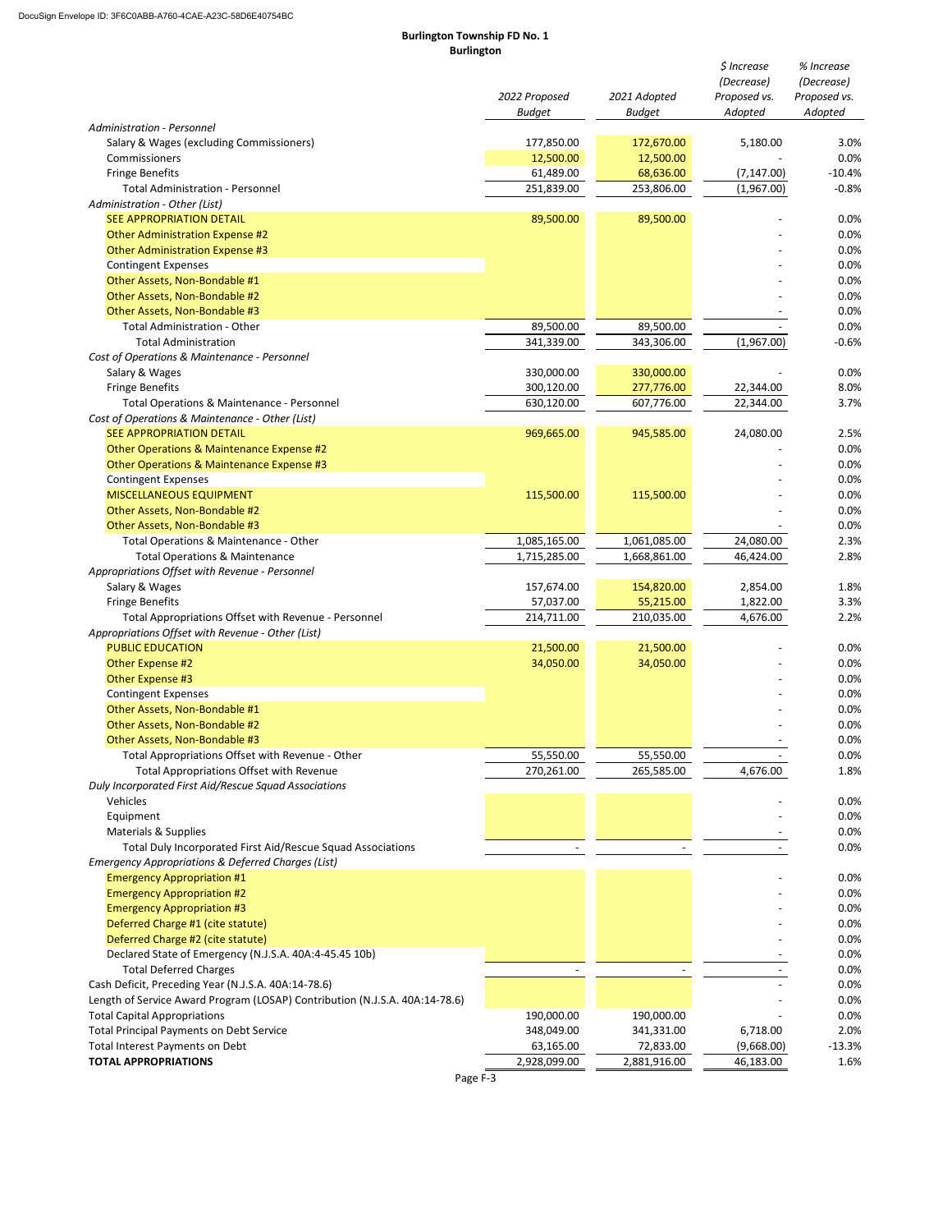**Burlington Township FD No. 1**
**Burlington**

| | 2022 Proposed Budget | 2021 Adopted Budget | $ Increase (Decrease) Proposed vs. Adopted | % Increase (Decrease) Proposed vs. Adopted |
|---|---|---|---|---|
| *Administration - Personnel* | | | | |
| Salary & Wages (excluding Commissioners) | 177,850.00 | 172,670.00 | 5,180.00 | 3.0% |
| Commissioners | 12,500.00 | 12,500.00 | - | 0.0% |
| Fringe Benefits | 61,489.00 | 68,636.00 | (7,147.00) | -10.4% |
| Total Administration - Personnel | 251,839.00 | 253,806.00 | (1,967.00) | -0.8% |
| *Administration - Other (List)* | | | | |
| SEE APPROPRIATION DETAIL | 89,500.00 | 89,500.00 | - | 0.0% |
| Other Administration Expense #2 | | | - | 0.0% |
| Other Administration Expense #3 | | | - | 0.0% |
| Contingent Expenses | | | - | 0.0% |
| Other Assets, Non-Bondable #1 | | | - | 0.0% |
| Other Assets, Non-Bondable #2 | | | - | 0.0% |
| Other Assets, Non-Bondable #3 | | | - | 0.0% |
| Total Administration - Other | 89,500.00 | 89,500.00 | - | 0.0% |
| Total Administration | 341,339.00 | 343,306.00 | (1,967.00) | -0.6% |
| *Cost of Operations & Maintenance - Personnel* | | | | |
| Salary & Wages | 330,000.00 | 330,000.00 | - | 0.0% |
| Fringe Benefits | 300,120.00 | 277,776.00 | 22,344.00 | 8.0% |
| Total Operations & Maintenance - Personnel | 630,120.00 | 607,776.00 | 22,344.00 | 3.7% |
| *Cost of Operations & Maintenance - Other (List)* | | | | |
| SEE APPROPRIATION DETAIL | 969,665.00 | 945,585.00 | 24,080.00 | 2.5% |
| Other Operations & Maintenance Expense #2 | | | - | 0.0% |
| Other Operations & Maintenance Expense #3 | | | - | 0.0% |
| Contingent Expenses | | | - | 0.0% |
| MISCELLANEOUS EQUIPMENT | 115,500.00 | 115,500.00 | - | 0.0% |
| Other Assets, Non-Bondable #2 | | | - | 0.0% |
| Other Assets, Non-Bondable #3 | | | - | 0.0% |
| Total Operations & Maintenance - Other | 1,085,165.00 | 1,061,085.00 | 24,080.00 | 2.3% |
| Total Operations & Maintenance | 1,715,285.00 | 1,668,861.00 | 46,424.00 | 2.8% |
| *Appropriations Offset with Revenue - Personnel* | | | | |
| Salary & Wages | 157,674.00 | 154,820.00 | 2,854.00 | 1.8% |
| Fringe Benefits | 57,037.00 | 55,215.00 | 1,822.00 | 3.3% |
| Total Appropriations Offset with Revenue - Personnel | 214,711.00 | 210,035.00 | 4,676.00 | 2.2% |
| *Appropriations Offset with Revenue - Other (List)* | | | | |
| PUBLIC EDUCATION | 21,500.00 | 21,500.00 | - | 0.0% |
| Other Expense #2 | 34,050.00 | 34,050.00 | - | 0.0% |
| Other Expense #3 | | | - | 0.0% |
| Contingent Expenses | | | - | 0.0% |
| Other Assets, Non-Bondable #1 | | | - | 0.0% |
| Other Assets, Non-Bondable #2 | | | - | 0.0% |
| Other Assets, Non-Bondable #3 | | | - | 0.0% |
| Total Appropriations Offset with Revenue - Other | 55,550.00 | 55,550.00 | - | 0.0% |
| Total Appropriations Offset with Revenue | 270,261.00 | 265,585.00 | 4,676.00 | 1.8% |
| *Duly Incorporated First Aid/Rescue Squad Associations* | | | | |
| Vehicles | | | - | 0.0% |
| Equipment | | | - | 0.0% |
| Materials & Supplies | | | - | 0.0% |
| Total Duly Incorporated First Aid/Rescue Squad Associations | - | - | - | 0.0% |
| *Emergency Appropriations & Deferred Charges (List)* | | | | |
| Emergency Appropriation #1 | | | - | 0.0% |
| Emergency Appropriation #2 | | | - | 0.0% |
| Emergency Appropriation #3 | | | - | 0.0% |
| Deferred Charge #1 (cite statute) | | | - | 0.0% |
| Deferred Charge #2 (cite statute) | | | - | 0.0% |
| Declared State of Emergency (N.J.S.A. 40A:4-45.45 10b) | | | - | 0.0% |
| Total Deferred Charges | - | - | - | 0.0% |
| Cash Deficit, Preceding Year (N.J.S.A. 40A:14-78.6) | | | - | 0.0% |
| Length of Service Award Program (LOSAP) Contribution (N.J.S.A. 40A:14-78.6) | | | - | 0.0% |
| Total Capital Appropriations | 190,000.00 | 190,000.00 | - | 0.0% |
| Total Principal Payments on Debt Service | 348,049.00 | 341,331.00 | 6,718.00 | 2.0% |
| Total Interest Payments on Debt | 63,165.00 | 72,833.00 | (9,668.00) | -13.3% |
| **TOTAL APPROPRIATIONS** | 2,928,099.00 | 2,881,916.00 | 46,183.00 | 1.6% |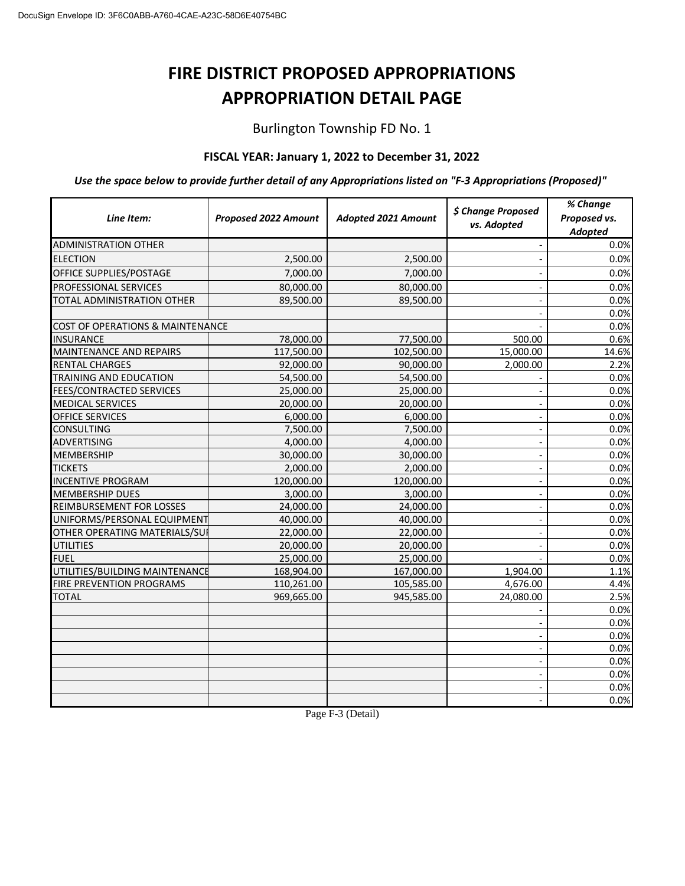DocuSign Envelope ID: 3F6C0ABB-A760-4CAE-A23C-58D6E40754BC

# FIRE DISTRICT PROPOSED APPROPRIATIONS
# APPROPRIATION DETAIL PAGE

Burlington Township FD No. 1

**FISCAL YEAR: January 1, 2022 to December 31, 2022**

***Use the space below to provide further detail of any Appropriations listed on "F-3 Appropriations (Proposed)"***

| *Line Item:* | *Proposed 2022 Amount* | *Adopted 2021 Amount* | *$ Change Proposed vs. Adopted* | *% Change Proposed vs. Adopted* |
|---|---|---|---|---|
| ADMINISTRATION OTHER | | | - | 0.0% |
| ELECTION | 2,500.00 | 2,500.00 | - | 0.0% |
| OFFICE SUPPLIES/POSTAGE | 7,000.00 | 7,000.00 | - | 0.0% |
| PROFESSIONAL SERVICES | 80,000.00 | 80,000.00 | - | 0.0% |
| TOTAL ADMINISTRATION OTHER | 89,500.00 | 89,500.00 | - | 0.0% |
| | | | - | 0.0% |
| COST OF OPERATIONS & MAINTENANCE | | | - | 0.0% |
| INSURANCE | 78,000.00 | 77,500.00 | 500.00 | 0.6% |
| MAINTENANCE AND REPAIRS | 117,500.00 | 102,500.00 | 15,000.00 | 14.6% |
| RENTAL CHARGES | 92,000.00 | 90,000.00 | 2,000.00 | 2.2% |
| TRAINING AND EDUCATION | 54,500.00 | 54,500.00 | - | 0.0% |
| FEES/CONTRACTED SERVICES | 25,000.00 | 25,000.00 | - | 0.0% |
| MEDICAL SERVICES | 20,000.00 | 20,000.00 | - | 0.0% |
| OFFICE SERVICES | 6,000.00 | 6,000.00 | - | 0.0% |
| CONSULTING | 7,500.00 | 7,500.00 | - | 0.0% |
| ADVERTISING | 4,000.00 | 4,000.00 | - | 0.0% |
| MEMBERSHIP | 30,000.00 | 30,000.00 | - | 0.0% |
| TICKETS | 2,000.00 | 2,000.00 | - | 0.0% |
| INCENTIVE PROGRAM | 120,000.00 | 120,000.00 | - | 0.0% |
| MEMBERSHIP DUES | 3,000.00 | 3,000.00 | - | 0.0% |
| REIMBURSEMENT FOR LOSSES | 24,000.00 | 24,000.00 | - | 0.0% |
| UNIFORMS/PERSONAL EQUIPMENT | 40,000.00 | 40,000.00 | - | 0.0% |
| OTHER OPERATING MATERIALS/SU | 22,000.00 | 22,000.00 | - | 0.0% |
| UTILITIES | 20,000.00 | 20,000.00 | - | 0.0% |
| FUEL | 25,000.00 | 25,000.00 | - | 0.0% |
| UTILITIES/BUILDING MAINTENANCE | 168,904.00 | 167,000.00 | 1,904.00 | 1.1% |
| FIRE PREVENTION PROGRAMS | 110,261.00 | 105,585.00 | 4,676.00 | 4.4% |
| TOTAL | 969,665.00 | 945,585.00 | 24,080.00 | 2.5% |
| | | | - | 0.0% |
| | | | - | 0.0% |
| | | | - | 0.0% |
| | | | - | 0.0% |
| | | | - | 0.0% |
| | | | - | 0.0% |
| | | | - | 0.0% |
| | | | - | 0.0% |

Page F-3 (Detail)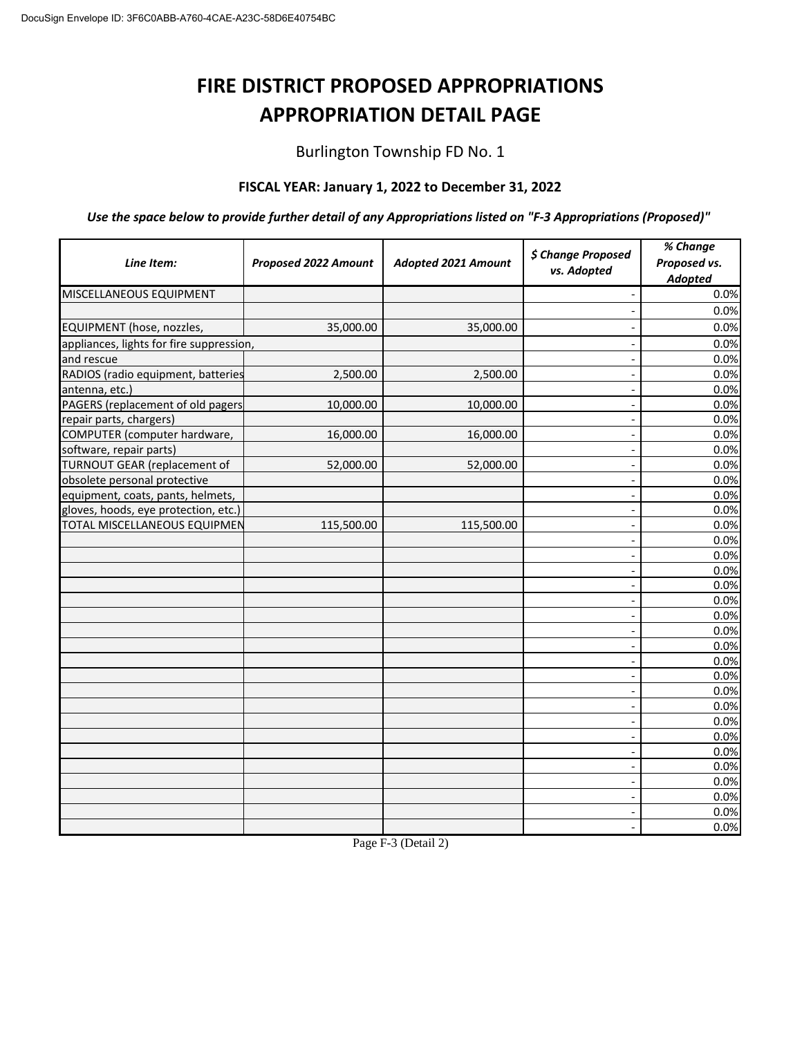# FIRE DISTRICT PROPOSED APPROPRIATIONS
# APPROPRIATION DETAIL PAGE

Burlington Township FD No. 1

**FISCAL YEAR: January 1, 2022 to December 31, 2022**

***Use the space below to provide further detail of any Appropriations listed on "F-3 Appropriations (Proposed)"***

| *Line Item:* | *Proposed 2022 Amount* | *Adopted 2021 Amount* | *$ Change Proposed vs. Adopted* | *% Change Proposed vs. Adopted* |
|---|---|---|---|---|
| MISCELLANEOUS EQUIPMENT | | | - | 0.0% |
| | | | - | 0.0% |
| EQUIPMENT (hose, nozzles, | 35,000.00 | 35,000.00 | - | 0.0% |
| appliances, lights for fire suppression, | | | - | 0.0% |
| and rescue | | | - | 0.0% |
| RADIOS (radio equipment, batteries | 2,500.00 | 2,500.00 | - | 0.0% |
| antenna, etc.) | | | - | 0.0% |
| PAGERS (replacement of old pagers | 10,000.00 | 10,000.00 | - | 0.0% |
| repair parts, chargers) | | | - | 0.0% |
| COMPUTER (computer hardware, | 16,000.00 | 16,000.00 | - | 0.0% |
| software, repair parts) | | | - | 0.0% |
| TURNOUT GEAR (replacement of | 52,000.00 | 52,000.00 | - | 0.0% |
| obsolete personal protective | | | - | 0.0% |
| equipment, coats, pants, helmets, | | | - | 0.0% |
| gloves, hoods, eye protection, etc.) | | | - | 0.0% |
| TOTAL MISCELLANEOUS EQUIPMEN | 115,500.00 | 115,500.00 | - | 0.0% |
| | | | - | 0.0% |
| | | | - | 0.0% |
| | | | - | 0.0% |
| | | | - | 0.0% |
| | | | - | 0.0% |
| | | | - | 0.0% |
| | | | - | 0.0% |
| | | | - | 0.0% |
| | | | - | 0.0% |
| | | | - | 0.0% |
| | | | - | 0.0% |
| | | | - | 0.0% |
| | | | - | 0.0% |
| | | | - | 0.0% |
| | | | - | 0.0% |
| | | | - | 0.0% |
| | | | - | 0.0% |
| | | | - | 0.0% |
| | | | - | 0.0% |
| | | | - | 0.0% |

Page F-3 (Detail 2)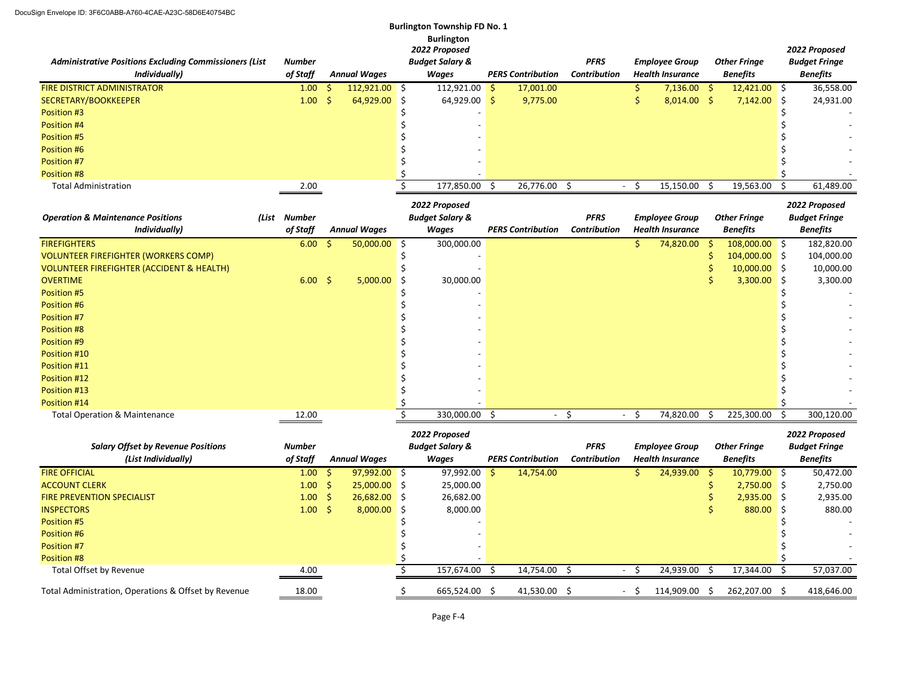DocuSign Envelope ID: 3F6C0ABB-A760-4CAE-A23C-58D6E40754BC

**Burlington Township FD No. 1**

**Burlington**

| *Administrative Positions Excluding Commissioners (List Individually)* | *Number of Staff* | *Annual Wages* | *2022 Proposed Budget Salary & Wages* | *PERS Contribution* | *PFRS Contribution* | *Employee Group Health Insurance* | *Other Fringe Benefits* | *2022 Proposed Budget Fringe Benefits* |
|---|---|---|---|---|---|---|---|---|
| FIRE DISTRICT ADMINISTRATOR | 1.00 | $ 112,921.00 | $ 112,921.00 | $ 17,001.00 | | $ 7,136.00 | $ 12,421.00 | $ 36,558.00 |
| SECRETARY/BOOKKEEPER | 1.00 | $ 64,929.00 | $ 64,929.00 | $ 9,775.00 | | $ 8,014.00 | $ 7,142.00 | $ 24,931.00 |
| Position #3 | | | $ - | | | | | $ - |
| Position #4 | | | $ - | | | | | $ - |
| Position #5 | | | $ - | | | | | $ - |
| Position #6 | | | $ - | | | | | $ - |
| Position #7 | | | $ - | | | | | $ - |
| Position #8 | | | $ - | | | | | $ - |
| Total Administration | 2.00 | | $ 177,850.00 | $ 26,776.00 | $ - | $ 15,150.00 | $ 19,563.00 | $ 61,489.00 |

| *Operation & Maintenance Positions (List Individually)* | *Number of Staff* | *Annual Wages* | *2022 Proposed Budget Salary & Wages* | *PERS Contribution* | *PFRS Contribution* | *Employee Group Health Insurance* | *Other Fringe Benefits* | *2022 Proposed Budget Fringe Benefits* |
|---|---|---|---|---|---|---|---|---|
| FIREFIGHTERS | 6.00 | $ 50,000.00 | $ 300,000.00 | | | $ 74,820.00 | $ 108,000.00 | $ 182,820.00 |
| VOLUNTEER FIREFIGHTER (WORKERS COMP) | | | $ - | | | | $ 104,000.00 | $ 104,000.00 |
| VOLUNTEER FIREFIGHTER (ACCIDENT & HEALTH) | | | $ - | | | | $ 10,000.00 | $ 10,000.00 |
| OVERTIME | 6.00 | $ 5,000.00 | $ 30,000.00 | | | | $ 3,300.00 | $ 3,300.00 |
| Position #5 | | | $ - | | | | | $ - |
| Position #6 | | | $ - | | | | | $ - |
| Position #7 | | | $ - | | | | | $ - |
| Position #8 | | | $ - | | | | | $ - |
| Position #9 | | | $ - | | | | | $ - |
| Position #10 | | | $ - | | | | | $ - |
| Position #11 | | | $ - | | | | | $ - |
| Position #12 | | | $ - | | | | | $ - |
| Position #13 | | | $ - | | | | | $ - |
| Position #14 | | | $ - | | | | | $ - |
| Total Operation & Maintenance | 12.00 | | $ 330,000.00 | $ - | $ - | $ 74,820.00 | $ 225,300.00 | $ 300,120.00 |

| *Salary Offset by Revenue Positions (List Individually)* | *Number of Staff* | *Annual Wages* | *2022 Proposed Budget Salary & Wages* | *PERS Contribution* | *PFRS Contribution* | *Employee Group Health Insurance* | *Other Fringe Benefits* | *2022 Proposed Budget Fringe Benefits* |
|---|---|---|---|---|---|---|---|---|
| FIRE OFFICIAL | 1.00 | $ 97,992.00 | $ 97,992.00 | $ 14,754.00 | | $ 24,939.00 | $ 10,779.00 | $ 50,472.00 |
| ACCOUNT CLERK | 1.00 | $ 25,000.00 | $ 25,000.00 | | | | $ 2,750.00 | $ 2,750.00 |
| FIRE PREVENTION SPECIALIST | 1.00 | $ 26,682.00 | $ 26,682.00 | | | | $ 2,935.00 | $ 2,935.00 |
| INSPECTORS | 1.00 | $ 8,000.00 | $ 8,000.00 | | | | $ 880.00 | $ 880.00 |
| Position #5 | | | $ - | | | | | $ - |
| Position #6 | | | $ - | | | | | $ - |
| Position #7 | | | $ - | | | | | $ - |
| Position #8 | | | $ - | | | | | $ - |
| Total Offset by Revenue | 4.00 | | $ 157,674.00 | $ 14,754.00 | $ - | $ 24,939.00 | $ 17,344.00 | $ 57,037.00 |
| Total Administration, Operations & Offset by Revenue | 18.00 | | $ 665,524.00 | $ 41,530.00 | $ - | $ 114,909.00 | $ 262,207.00 | $ 418,646.00 |

Page F-4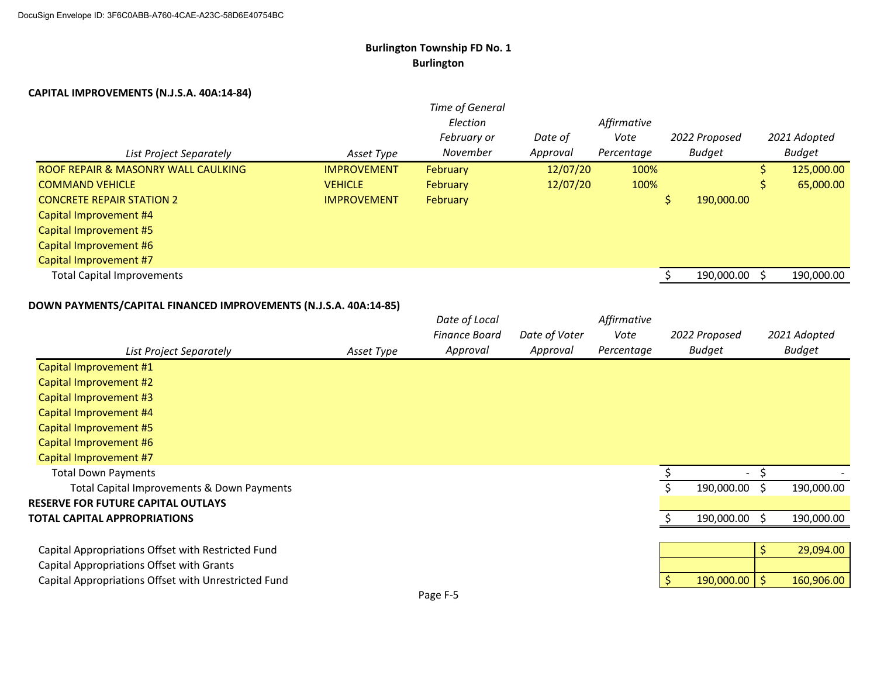**Burlington Township FD No. 1**
**Burlington**

**CAPITAL IMPROVEMENTS (N.J.S.A. 40A:14-84)**

| *List Project Separately* | *Asset Type* | *Time of General Election February or November* | *Date of Approval* | *Affirmative Vote Percentage* | *2022 Proposed Budget* | *2021 Adopted Budget* |
|---|---|---|---|---|---|---|
| ROOF REPAIR & MASONRY WALL CAULKING | IMPROVEMENT | February | 12/07/20 | 100% | | $ 125,000.00 |
| COMMAND VEHICLE | VEHICLE | February | 12/07/20 | 100% | | $ 65,000.00 |
| CONCRETE REPAIR STATION 2 | IMPROVEMENT | February | | | $ 190,000.00 | |
| Capital Improvement #4 | | | | | | |
| Capital Improvement #5 | | | | | | |
| Capital Improvement #6 | | | | | | |
| Capital Improvement #7 | | | | | | |
| Total Capital Improvements | | | | | $ 190,000.00 | $ 190,000.00 |

**DOWN PAYMENTS/CAPITAL FINANCED IMPROVEMENTS (N.J.S.A. 40A:14-85)**

| *List Project Separately* | *Asset Type* | *Date of Local Finance Board Approval* | *Date of Voter Approval* | *Affirmative Vote Percentage* | *2022 Proposed Budget* | *2021 Adopted Budget* |
|---|---|---|---|---|---|---|
| Capital Improvement #1 | | | | | | |
| Capital Improvement #2 | | | | | | |
| Capital Improvement #3 | | | | | | |
| Capital Improvement #4 | | | | | | |
| Capital Improvement #5 | | | | | | |
| Capital Improvement #6 | | | | | | |
| Capital Improvement #7 | | | | | | |
| Total Down Payments | | | | | $ - | $ - |
| Total Capital Improvements & Down Payments | | | | | $ 190,000.00 | $ 190,000.00 |
| **RESERVE FOR FUTURE CAPITAL OUTLAYS** | | | | | | |
| **TOTAL CAPITAL APPROPRIATIONS** | | | | | $ 190,000.00 | $ 190,000.00 |

| | 2022 Proposed Budget | 2021 Adopted Budget |
|---|---|---|
| Capital Appropriations Offset with Restricted Fund | | $ 29,094.00 |
| Capital Appropriations Offset with Grants | | |
| Capital Appropriations Offset with Unrestricted Fund | $ 190,000.00 | $ 160,906.00 |

Page F-5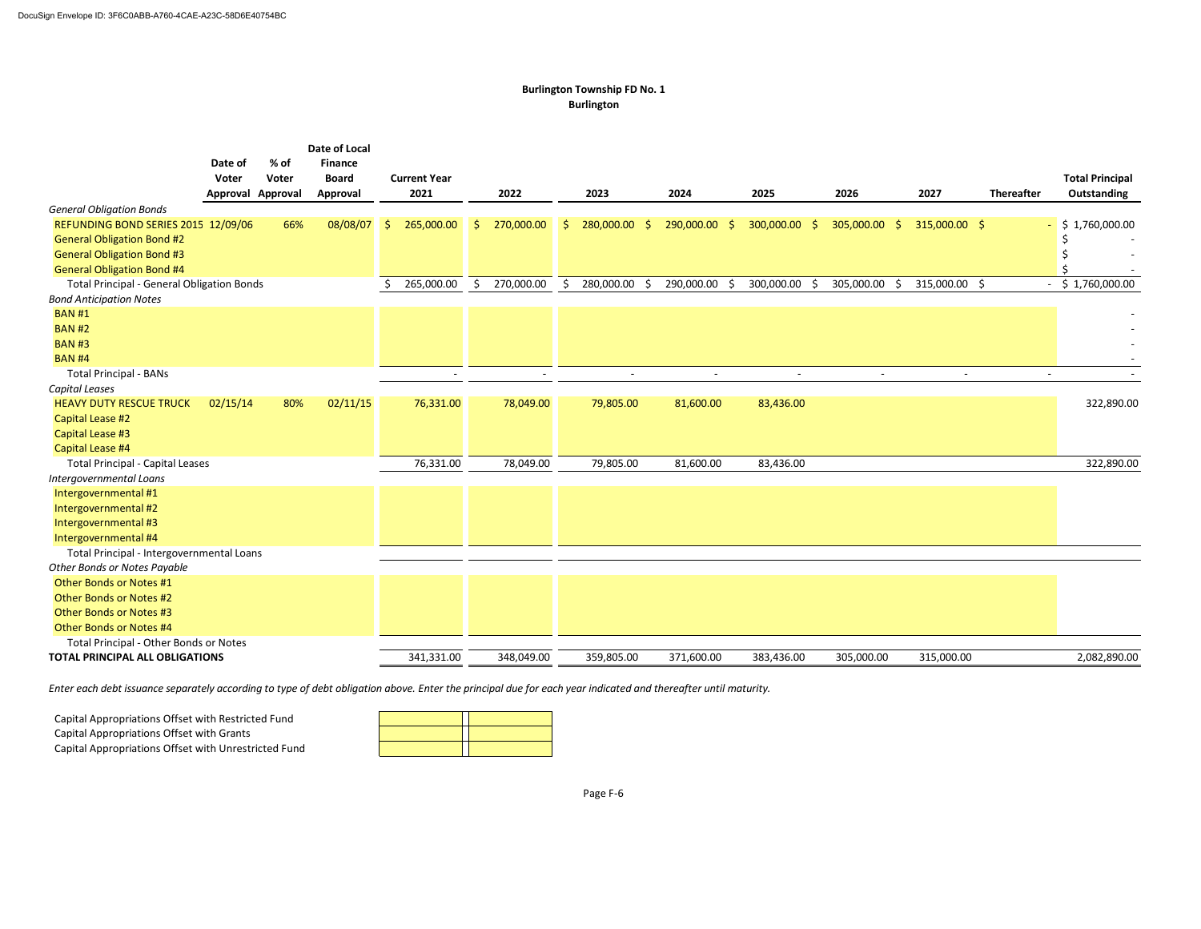**Burlington Township FD No. 1**
**Burlington**

| | Date of Voter Approval | % of Voter Approval | Date of Local Finance Board Approval | Current Year 2021 | 2022 | 2023 | 2024 | 2025 | 2026 | 2027 | Thereafter | Total Principal Outstanding |
|---|---|---|---|---|---|---|---|---|---|---|---|---|
| *General Obligation Bonds* | | | | | | | | | | | | |
| REFUNDING BOND SERIES 2015 | 12/09/06 | 66% | 08/08/07 | $ 265,000.00 | $ 270,000.00 | $ 280,000.00 | $ 290,000.00 | $ 300,000.00 | $ 305,000.00 | $ 315,000.00 | $ - | $ 1,760,000.00 |
| General Obligation Bond #2 | | | | | | | | | | | | $ - |
| General Obligation Bond #3 | | | | | | | | | | | | $ - |
| General Obligation Bond #4 | | | | | | | | | | | | $ - |
| Total Principal - General Obligation Bonds | | | | $ 265,000.00 | $ 270,000.00 | $ 280,000.00 | $ 290,000.00 | $ 300,000.00 | $ 305,000.00 | $ 315,000.00 | $ - | $ 1,760,000.00 |
| *Bond Anticipation Notes* | | | | | | | | | | | | |
| BAN #1 | | | | | | | | | | | | - |
| BAN #2 | | | | | | | | | | | | - |
| BAN #3 | | | | | | | | | | | | - |
| BAN #4 | | | | | | | | | | | | - |
| Total Principal - BANs | | | | - | - | - | - | - | - | - | - | - |
| *Capital Leases* | | | | | | | | | | | | |
| HEAVY DUTY RESCUE TRUCK | 02/15/14 | 80% | 02/11/15 | 76,331.00 | 78,049.00 | 79,805.00 | 81,600.00 | 83,436.00 | | | | 322,890.00 |
| Capital Lease #2 | | | | | | | | | | | | |
| Capital Lease #3 | | | | | | | | | | | | |
| Capital Lease #4 | | | | | | | | | | | | |
| Total Principal - Capital Leases | | | | 76,331.00 | 78,049.00 | 79,805.00 | 81,600.00 | 83,436.00 | | | | 322,890.00 |
| *Intergovernmental Loans* | | | | | | | | | | | | |
| Intergovernmental #1 | | | | | | | | | | | | |
| Intergovernmental #2 | | | | | | | | | | | | |
| Intergovernmental #3 | | | | | | | | | | | | |
| Intergovernmental #4 | | | | | | | | | | | | |
| Total Principal - Intergovernmental Loans | | | | | | | | | | | | |
| *Other Bonds or Notes Payable* | | | | | | | | | | | | |
| Other Bonds or Notes #1 | | | | | | | | | | | | |
| Other Bonds or Notes #2 | | | | | | | | | | | | |
| Other Bonds or Notes #3 | | | | | | | | | | | | |
| Other Bonds or Notes #4 | | | | | | | | | | | | |
| Total Principal - Other Bonds or Notes | | | | | | | | | | | | |
| **TOTAL PRINCIPAL ALL OBLIGATIONS** | | | | 341,331.00 | 348,049.00 | 359,805.00 | 371,600.00 | 383,436.00 | 305,000.00 | 315,000.00 | | 2,082,890.00 |

*Enter each debt issuance separately according to type of debt obligation above. Enter the principal due for each year indicated and thereafter until maturity.*

| | | |
|---|---|---|
| Capital Appropriations Offset with Restricted Fund | | |
| Capital Appropriations Offset with Grants | | |
| Capital Appropriations Offset with Unrestricted Fund | | |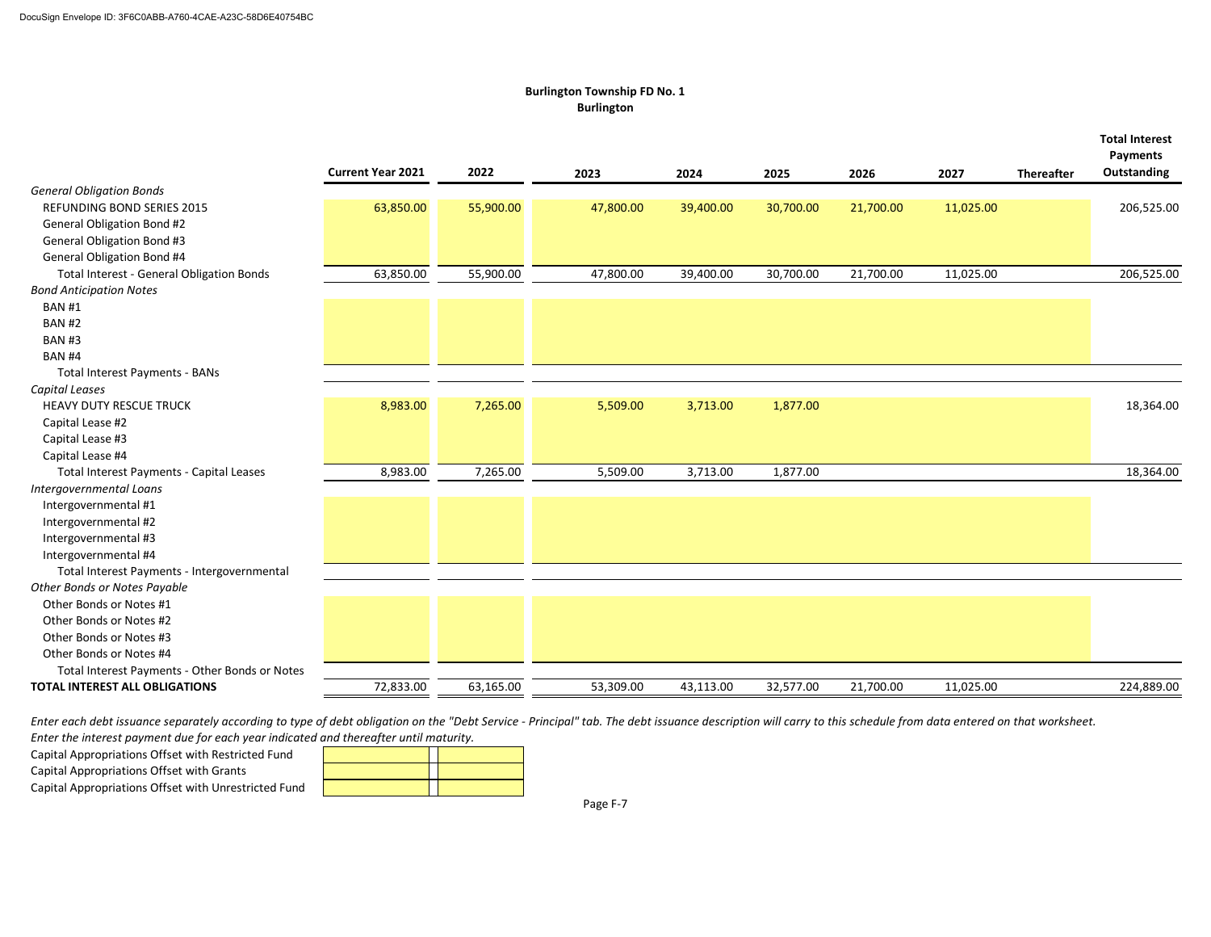**Burlington Township FD No. 1**
**Burlington**

| | Current Year 2021 | 2022 | 2023 | 2024 | 2025 | 2026 | 2027 | Thereafter | Total Interest Payments Outstanding |
|---|---|---|---|---|---|---|---|---|---|
| *General Obligation Bonds* | | | | | | | | | |
| REFUNDING BOND SERIES 2015 | 63,850.00 | 55,900.00 | 47,800.00 | 39,400.00 | 30,700.00 | 21,700.00 | 11,025.00 | | 206,525.00 |
| General Obligation Bond #2 | | | | | | | | | |
| General Obligation Bond #3 | | | | | | | | | |
| General Obligation Bond #4 | | | | | | | | | |
| Total Interest - General Obligation Bonds | 63,850.00 | 55,900.00 | 47,800.00 | 39,400.00 | 30,700.00 | 21,700.00 | 11,025.00 | | 206,525.00 |
| *Bond Anticipation Notes* | | | | | | | | | |
| BAN #1 | | | | | | | | | |
| BAN #2 | | | | | | | | | |
| BAN #3 | | | | | | | | | |
| BAN #4 | | | | | | | | | |
| Total Interest Payments - BANs | | | | | | | | | |
| *Capital Leases* | | | | | | | | | |
| HEAVY DUTY RESCUE TRUCK | 8,983.00 | 7,265.00 | 5,509.00 | 3,713.00 | 1,877.00 | | | | 18,364.00 |
| Capital Lease #2 | | | | | | | | | |
| Capital Lease #3 | | | | | | | | | |
| Capital Lease #4 | | | | | | | | | |
| Total Interest Payments - Capital Leases | 8,983.00 | 7,265.00 | 5,509.00 | 3,713.00 | 1,877.00 | | | | 18,364.00 |
| *Intergovernmental Loans* | | | | | | | | | |
| Intergovernmental #1 | | | | | | | | | |
| Intergovernmental #2 | | | | | | | | | |
| Intergovernmental #3 | | | | | | | | | |
| Intergovernmental #4 | | | | | | | | | |
| Total Interest Payments - Intergovernmental | | | | | | | | | |
| *Other Bonds or Notes Payable* | | | | | | | | | |
| Other Bonds or Notes #1 | | | | | | | | | |
| Other Bonds or Notes #2 | | | | | | | | | |
| Other Bonds or Notes #3 | | | | | | | | | |
| Other Bonds or Notes #4 | | | | | | | | | |
| Total Interest Payments - Other Bonds or Notes | | | | | | | | | |
| **TOTAL INTEREST ALL OBLIGATIONS** | 72,833.00 | 63,165.00 | 53,309.00 | 43,113.00 | 32,577.00 | 21,700.00 | 11,025.00 | | 224,889.00 |

*Enter each debt issuance separately according to type of debt obligation on the "Debt Service - Principal" tab. The debt issuance description will carry to this schedule from data entered on that worksheet.*
*Enter the interest payment due for each year indicated and thereafter until maturity.*

| | | |
|---|---|---|
| Capital Appropriations Offset with Restricted Fund | | |
| Capital Appropriations Offset with Grants | | |
| Capital Appropriations Offset with Unrestricted Fund | | |

Page F-7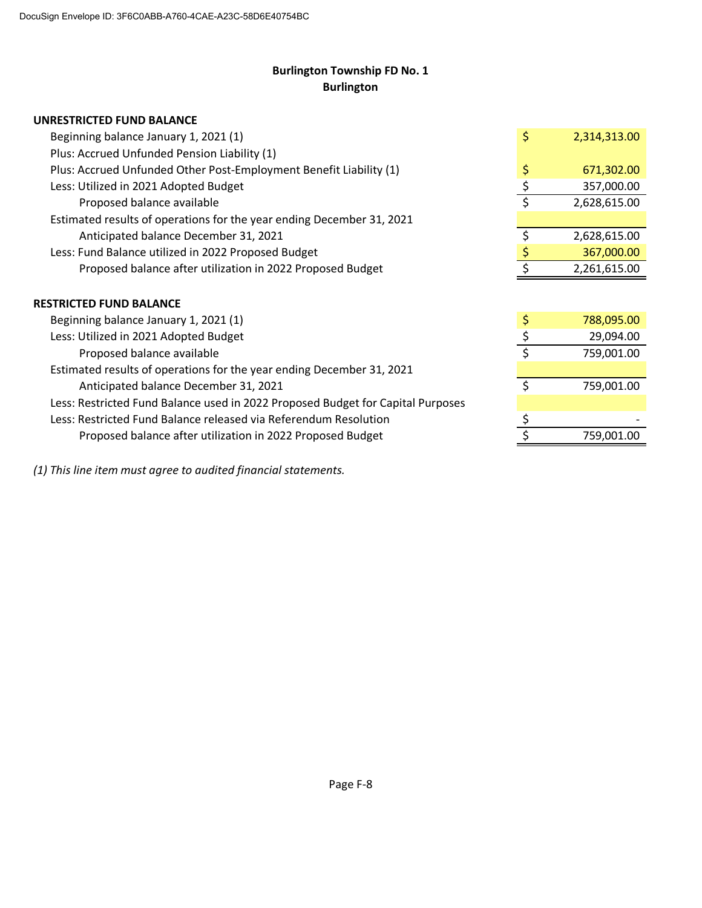DocuSign Envelope ID: 3F6C0ABB-A760-4CAE-A23C-58D6E40754BC

**Burlington Township FD No. 1**
**Burlington**

| **UNRESTRICTED FUND BALANCE** | |
|---|---|
| Beginning balance January 1, 2021 (1) | $ 2,314,313.00 |
| Plus: Accrued Unfunded Pension Liability (1) | |
| Plus: Accrued Unfunded Other Post-Employment Benefit Liability (1) | $ 671,302.00 |
| Less: Utilized in 2021 Adopted Budget | $ 357,000.00 |
| Proposed balance available | $ 2,628,615.00 |
| Estimated results of operations for the year ending December 31, 2021 | |
| Anticipated balance December 31, 2021 | $ 2,628,615.00 |
| Less: Fund Balance utilized in 2022 Proposed Budget | $ 367,000.00 |
| Proposed balance after utilization in 2022 Proposed Budget | $ 2,261,615.00 |

| **RESTRICTED FUND BALANCE** | |
|---|---|
| Beginning balance January 1, 2021 (1) | $ 788,095.00 |
| Less: Utilized in 2021 Adopted Budget | $ 29,094.00 |
| Proposed balance available | $ 759,001.00 |
| Estimated results of operations for the year ending December 31, 2021 | |
| Anticipated balance December 31, 2021 | $ 759,001.00 |
| Less: Restricted Fund Balance used in 2022 Proposed Budget for Capital Purposes | |
| Less: Restricted Fund Balance released via Referendum Resolution | $ - |
| Proposed balance after utilization in 2022 Proposed Budget | $ 759,001.00 |

*(1) This line item must agree to audited financial statements.*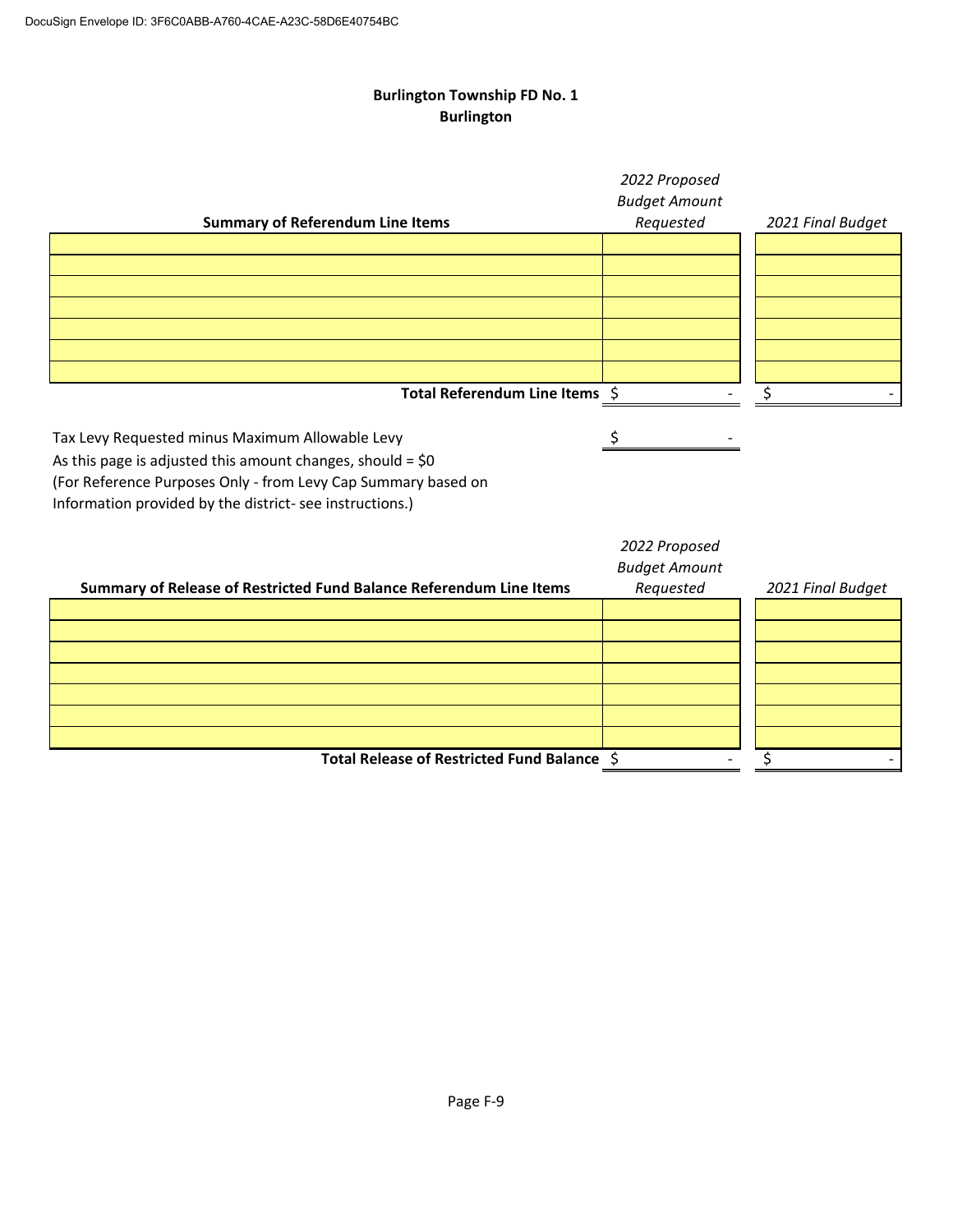**Burlington Township FD No. 1**
**Burlington**

| Summary of Referendum Line Items | 2022 Proposed Budget Amount Requested | 2021 Final Budget |
|---|---|---|
| | | |
| | | |
| | | |
| | | |
| | | |
| | | |
| | | |
| **Total Referendum Line Items** | $ - | $ - |

Tax Levy Requested minus Maximum Allowable Levy $ -
As this page is adjusted this amount changes, should = $0
(For Reference Purposes Only - from Levy Cap Summary based on
Information provided by the district- see instructions.)

| Summary of Release of Restricted Fund Balance Referendum Line Items | 2022 Proposed Budget Amount Requested | 2021 Final Budget |
|---|---|---|
| | | |
| | | |
| | | |
| | | |
| | | |
| | | |
| | | |
| **Total Release of Restricted Fund Balance** | $ - | $ - |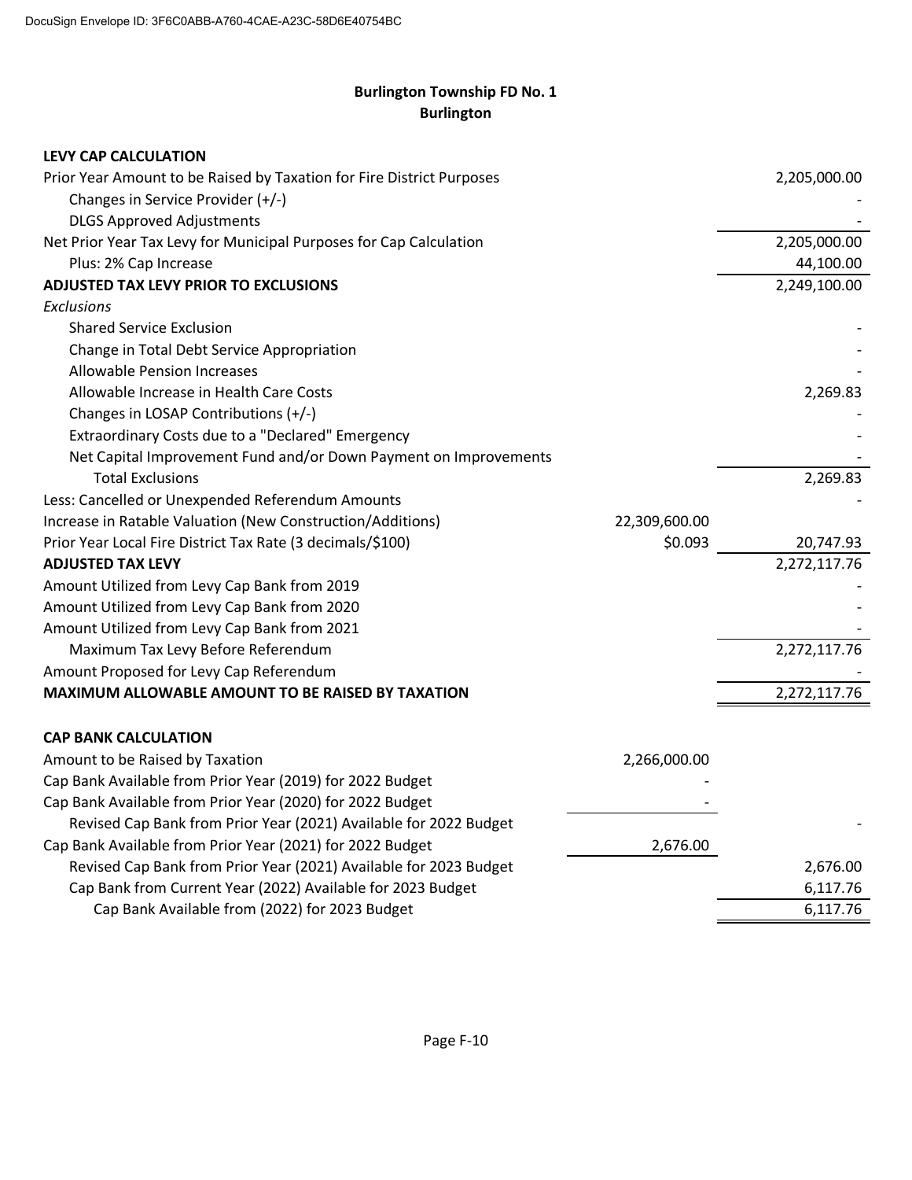DocuSign Envelope ID: 3F6C0ABB-A760-4CAE-A23C-58D6E40754BC

## Burlington Township FD No. 1
## Burlington

| LEVY CAP CALCULATION | | |
|---|---|---|
| Prior Year Amount to be Raised by Taxation for Fire District Purposes | | 2,205,000.00 |
| Changes in Service Provider (+/-) | | - |
| DLGS Approved Adjustments | | - |
| Net Prior Year Tax Levy for Municipal Purposes for Cap Calculation | | 2,205,000.00 |
| Plus: 2% Cap Increase | | 44,100.00 |
| **ADJUSTED TAX LEVY PRIOR TO EXCLUSIONS** | | 2,249,100.00 |
| *Exclusions* | | |
| Shared Service Exclusion | | - |
| Change in Total Debt Service Appropriation | | - |
| Allowable Pension Increases | | - |
| Allowable Increase in Health Care Costs | | 2,269.83 |
| Changes in LOSAP Contributions (+/-) | | - |
| Extraordinary Costs due to a "Declared" Emergency | | - |
| Net Capital Improvement Fund and/or Down Payment on Improvements | | - |
| Total Exclusions | | 2,269.83 |
| Less: Cancelled or Unexpended Referendum Amounts | | - |
| Increase in Ratable Valuation (New Construction/Additions) | 22,309,600.00 | |
| Prior Year Local Fire District Tax Rate (3 decimals/$100) | $0.093 | 20,747.93 |
| **ADJUSTED TAX LEVY** | | 2,272,117.76 |
| Amount Utilized from Levy Cap Bank from 2019 | | - |
| Amount Utilized from Levy Cap Bank from 2020 | | - |
| Amount Utilized from Levy Cap Bank from 2021 | | - |
| Maximum Tax Levy Before Referendum | | 2,272,117.76 |
| Amount Proposed for Levy Cap Referendum | | - |
| **MAXIMUM ALLOWABLE AMOUNT TO BE RAISED BY TAXATION** | | 2,272,117.76 |

| CAP BANK CALCULATION | | |
|---|---|---|
| Amount to be Raised by Taxation | 2,266,000.00 | |
| Cap Bank Available from Prior Year (2019) for 2022 Budget | - | |
| Cap Bank Available from Prior Year (2020) for 2022 Budget | - | |
| Revised Cap Bank from Prior Year (2021) Available for 2022 Budget | | - |
| Cap Bank Available from Prior Year (2021) for 2022 Budget | 2,676.00 | |
| Revised Cap Bank from Prior Year (2021) Available for 2023 Budget | | 2,676.00 |
| Cap Bank from Current Year (2022) Available for 2023 Budget | | 6,117.76 |
| Cap Bank Available from (2022) for 2023 Budget | | 6,117.76 |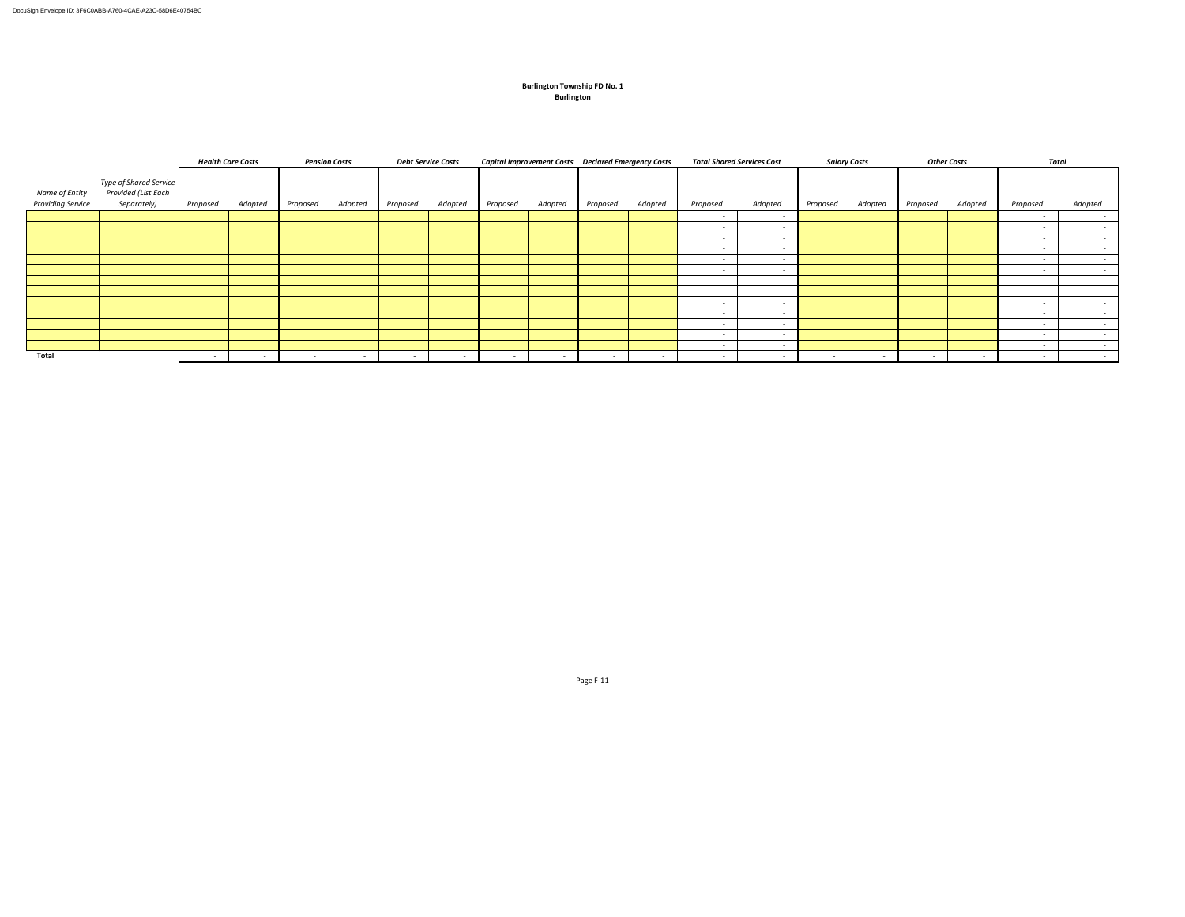**Burlington Township FD No. 1**
**Burlington**

| *Name of Entity Providing Service* | *Type of Shared Service Provided (List Each Separately)* | ***Health Care Costs*** | | ***Pension Costs*** | | ***Debt Service Costs*** | | ***Capital Improvement Costs*** | | ***Declared Emergency Costs*** | | ***Total Shared Services Cost*** | | ***Salary Costs*** | | ***Other Costs*** | | ***Total*** | |
|---|---|---|---|---|---|---|---|---|---|---|---|---|---|---|---|---|---|---|---|
| | | *Proposed* | *Adopted* | *Proposed* | *Adopted* | *Proposed* | *Adopted* | *Proposed* | *Adopted* | *Proposed* | *Adopted* | *Proposed* | *Adopted* | *Proposed* | *Adopted* | *Proposed* | *Adopted* | *Proposed* | *Adopted* |
| | | | | | | | | | | | | - | - | | | | | - | - |
| | | | | | | | | | | | | - | - | | | | | - | - |
| | | | | | | | | | | | | - | - | | | | | - | - |
| | | | | | | | | | | | | - | - | | | | | - | - |
| | | | | | | | | | | | | - | - | | | | | - | - |
| | | | | | | | | | | | | - | - | | | | | - | - |
| | | | | | | | | | | | | - | - | | | | | - | - |
| | | | | | | | | | | | | - | - | | | | | - | - |
| | | | | | | | | | | | | - | - | | | | | - | - |
| | | | | | | | | | | | | - | - | | | | | - | - |
| | | | | | | | | | | | | - | - | | | | | - | - |
| | | | | | | | | | | | | - | - | | | | | - | - |
| | | | | | | | | | | | | - | - | | | | | - | - |
| **Total** | | - | - | - | - | - | - | - | - | - | - | - | - | - | - | - | - | - | - |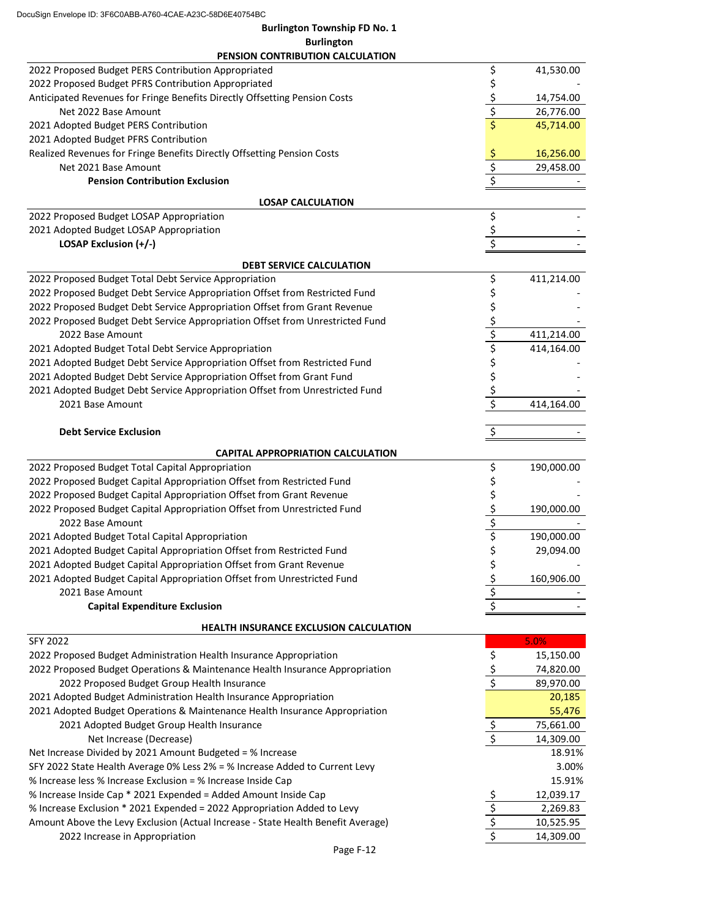DocuSign Envelope ID: 3F6C0ABB-A760-4CAE-A23C-58D6E40754BC

**Burlington Township FD No. 1**
**Burlington**

**PENSION CONTRIBUTION CALCULATION**

| | | |
|---|---|---|
| 2022 Proposed Budget PERS Contribution Appropriated | $ | 41,530.00 |
| 2022 Proposed Budget PFRS Contribution Appropriated | $ | - |
| Anticipated Revenues for Fringe Benefits Directly Offsetting Pension Costs | $ | 14,754.00 |
| Net 2022 Base Amount | $ | 26,776.00 |
| 2021 Adopted Budget PERS Contribution | $ | 45,714.00 |
| 2021 Adopted Budget PFRS Contribution | | |
| Realized Revenues for Fringe Benefits Directly Offsetting Pension Costs | $ | 16,256.00 |
| Net 2021 Base Amount | $ | 29,458.00 |
| **Pension Contribution Exclusion** | $ | - |

**LOSAP CALCULATION**

| | | |
|---|---|---|
| 2022 Proposed Budget LOSAP Appropriation | $ | - |
| 2021 Adopted Budget LOSAP Appropriation | $ | - |
| **LOSAP Exclusion (+/-)** | $ | - |

**DEBT SERVICE CALCULATION**

| | | |
|---|---|---|
| 2022 Proposed Budget Total Debt Service Appropriation | $ | 411,214.00 |
| 2022 Proposed Budget Debt Service Appropriation Offset from Restricted Fund | $ | - |
| 2022 Proposed Budget Debt Service Appropriation Offset from Grant Revenue | $ | - |
| 2022 Proposed Budget Debt Service Appropriation Offset from Unrestricted Fund | $ | - |
| 2022 Base Amount | $ | 411,214.00 |
| 2021 Adopted Budget Total Debt Service Appropriation | $ | 414,164.00 |
| 2021 Adopted Budget Debt Service Appropriation Offset from Restricted Fund | $ | - |
| 2021 Adopted Budget Debt Service Appropriation Offset from Grant Fund | $ | - |
| 2021 Adopted Budget Debt Service Appropriation Offset from Unrestricted Fund | $ | - |
| 2021 Base Amount | $ | 414,164.00 |
| **Debt Service Exclusion** | $ | - |

**CAPITAL APPROPRIATION CALCULATION**

| | | |
|---|---|---|
| 2022 Proposed Budget Total Capital Appropriation | $ | 190,000.00 |
| 2022 Proposed Budget Capital Appropriation Offset from Restricted Fund | $ | - |
| 2022 Proposed Budget Capital Appropriation Offset from Grant Revenue | $ | - |
| 2022 Proposed Budget Capital Appropriation Offset from Unrestricted Fund | $ | 190,000.00 |
| 2022 Base Amount | $ | - |
| 2021 Adopted Budget Total Capital Appropriation | $ | 190,000.00 |
| 2021 Adopted Budget Capital Appropriation Offset from Restricted Fund | $ | 29,094.00 |
| 2021 Adopted Budget Capital Appropriation Offset from Grant Revenue | $ | - |
| 2021 Adopted Budget Capital Appropriation Offset from Unrestricted Fund | $ | 160,906.00 |
| 2021 Base Amount | $ | - |
| **Capital Expenditure Exclusion** | $ | - |

**HEALTH INSURANCE EXCLUSION CALCULATION**

| | | |
|---|---|---|
| SFY 2022 | | 5.0% |
| 2022 Proposed Budget Administration Health Insurance Appropriation | $ | 15,150.00 |
| 2022 Proposed Budget Operations & Maintenance Health Insurance Appropriation | $ | 74,820.00 |
| 2022 Proposed Budget Group Health Insurance | $ | 89,970.00 |
| 2021 Adopted Budget Administration Health Insurance Appropriation | | 20,185 |
| 2021 Adopted Budget Operations & Maintenance Health Insurance Appropriation | | 55,476 |
| 2021 Adopted Budget Group Health Insurance | $ | 75,661.00 |
| Net Increase (Decrease) | $ | 14,309.00 |
| Net Increase Divided by 2021 Amount Budgeted = % Increase | | 18.91% |
| SFY 2022 State Health Average 0% Less 2% = % Increase Added to Current Levy | | 3.00% |
| % Increase less % Increase Exclusion = % Increase Inside Cap | | 15.91% |
| % Increase Inside Cap * 2021 Expended = Added Amount Inside Cap | $ | 12,039.17 |
| % Increase Exclusion * 2021 Expended = 2022 Appropriation Added to Levy | $ | 2,269.83 |
| Amount Above the Levy Exclusion (Actual Increase - State Health Benefit Average) | $ | 10,525.95 |
| 2022 Increase in Appropriation | $ | 14,309.00 |

Page F-12